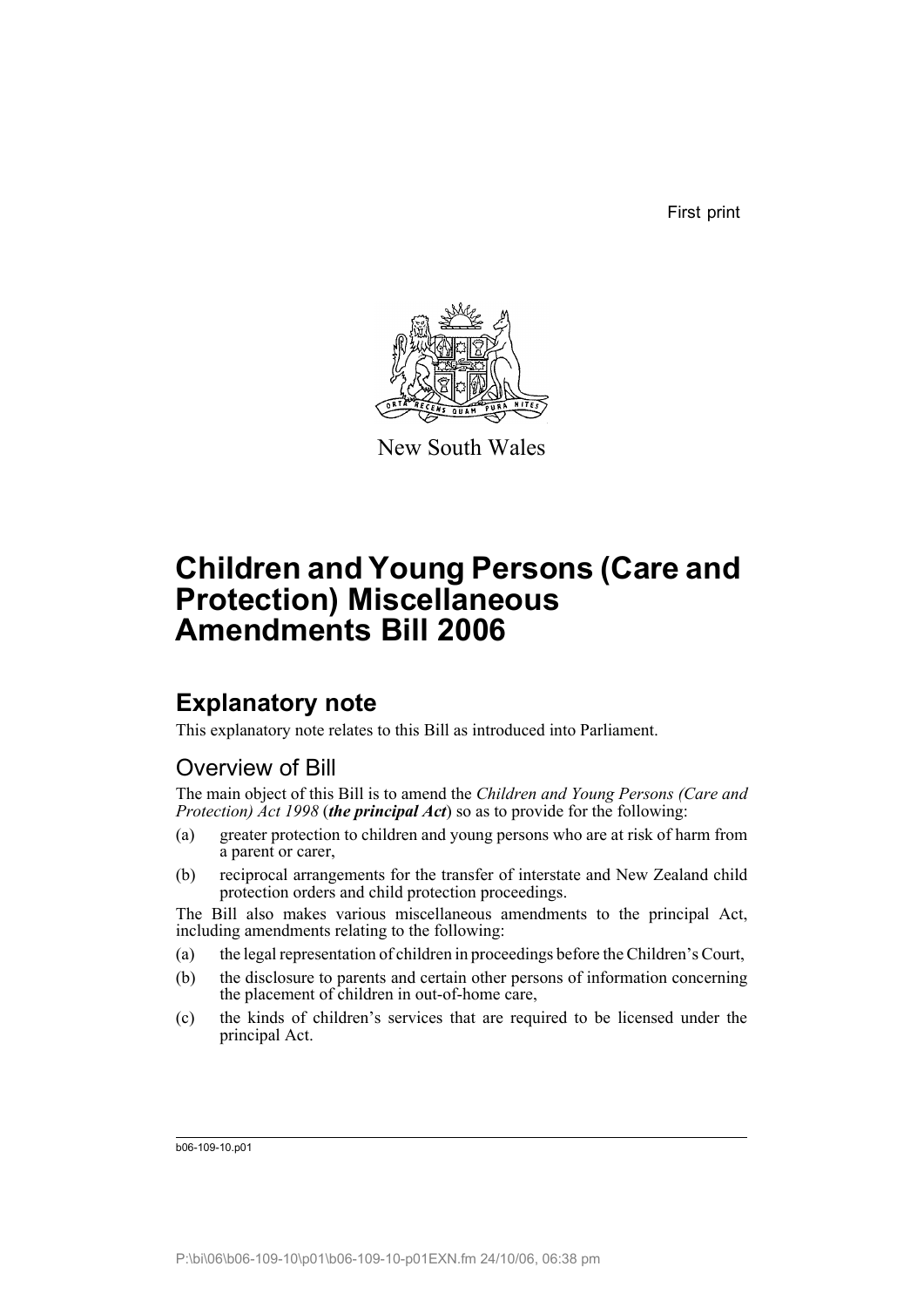First print

New South Wales

# Children and Young Persons (Care and Protection) Miscellaneous Amendments Bill 2006

## Explanatory note

This explanatory note relates to this Bill as introduced into Parliament.

### Overview of Bill

The main object of this Bill is to amend the *Children and Young Persons (Care and Protection) Act 1998* (***the principal Act***) so as to provide for the following:

(a) greater protection to children and young persons who are at risk of harm from a parent or carer,

(b) reciprocal arrangements for the transfer of interstate and New Zealand child protection orders and child protection proceedings.

The Bill also makes various miscellaneous amendments to the principal Act, including amendments relating to the following:

(a) the legal representation of children in proceedings before the Children's Court,

(b) the disclosure to parents and certain other persons of information concerning the placement of children in out-of-home care,

(c) the kinds of children's services that are required to be licensed under the principal Act.

b06-109-10.p01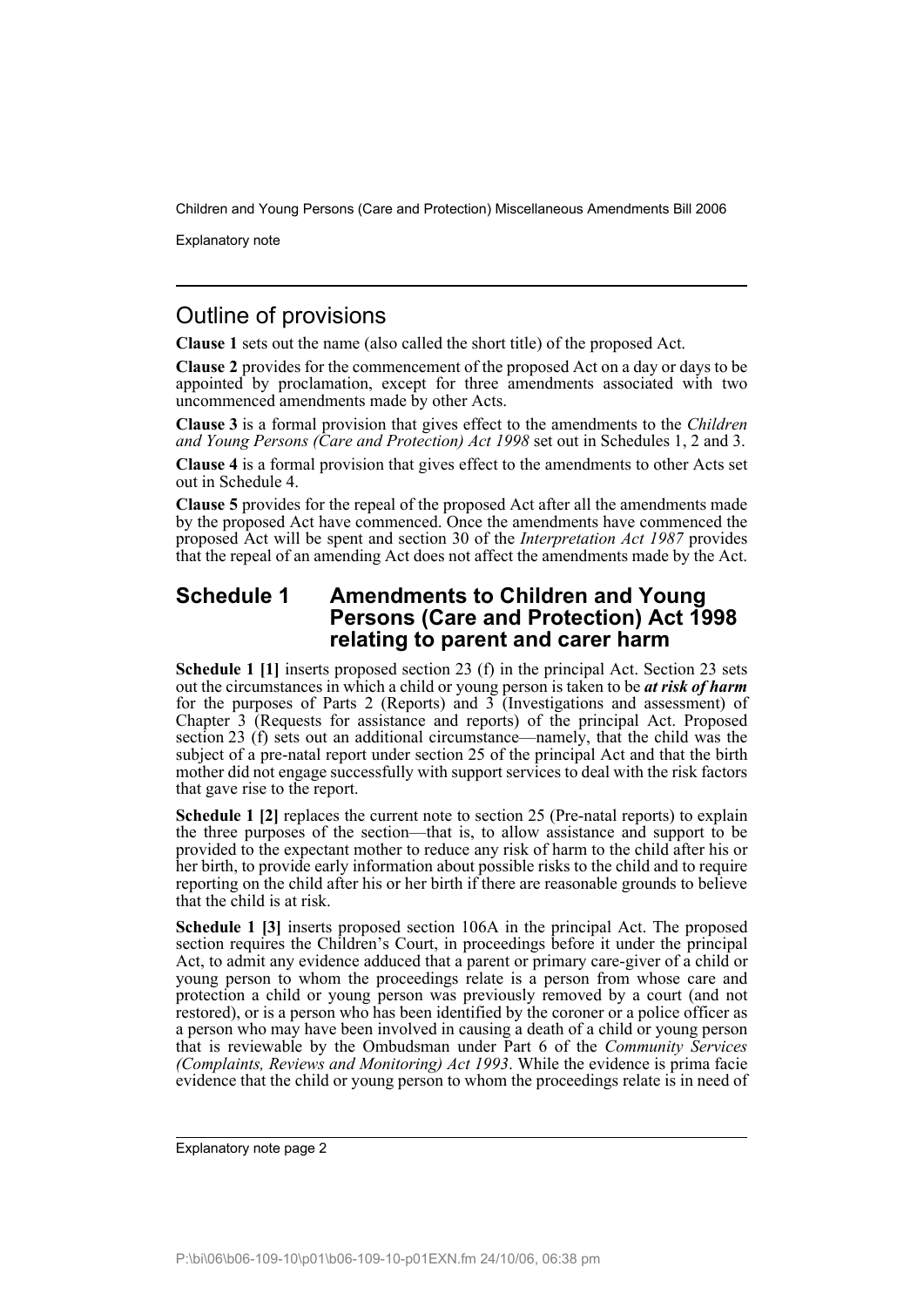## Outline of provisions

**Clause 1** sets out the name (also called the short title) of the proposed Act.

**Clause 2** provides for the commencement of the proposed Act on a day or days to be appointed by proclamation, except for three amendments associated with two uncommenced amendments made by other Acts.

**Clause 3** is a formal provision that gives effect to the amendments to the *Children and Young Persons (Care and Protection) Act 1998* set out in Schedules 1, 2 and 3.

**Clause 4** is a formal provision that gives effect to the amendments to other Acts set out in Schedule 4.

**Clause 5** provides for the repeal of the proposed Act after all the amendments made by the proposed Act have commenced. Once the amendments have commenced the proposed Act will be spent and section 30 of the *Interpretation Act 1987* provides that the repeal of an amending Act does not affect the amendments made by the Act.

## Schedule 1 Amendments to Children and Young Persons (Care and Protection) Act 1998 relating to parent and carer harm

**Schedule 1 [1]** inserts proposed section 23 (f) in the principal Act. Section 23 sets out the circumstances in which a child or young person is taken to be ***at risk of harm*** for the purposes of Parts 2 (Reports) and 3 (Investigations and assessment) of Chapter 3 (Requests for assistance and reports) of the principal Act. Proposed section 23 (f) sets out an additional circumstance—namely, that the child was the subject of a pre-natal report under section 25 of the principal Act and that the birth mother did not engage successfully with support services to deal with the risk factors that gave rise to the report.

**Schedule 1 [2]** replaces the current note to section 25 (Pre-natal reports) to explain the three purposes of the section—that is, to allow assistance and support to be provided to the expectant mother to reduce any risk of harm to the child after his or her birth, to provide early information about possible risks to the child and to require reporting on the child after his or her birth if there are reasonable grounds to believe that the child is at risk.

**Schedule 1 [3]** inserts proposed section 106A in the principal Act. The proposed section requires the Children's Court, in proceedings before it under the principal Act, to admit any evidence adduced that a parent or primary care-giver of a child or young person to whom the proceedings relate is a person from whose care and protection a child or young person was previously removed by a court (and not restored), or is a person who has been identified by the coroner or a police officer as a person who may have been involved in causing a death of a child or young person that is reviewable by the Ombudsman under Part 6 of the *Community Services (Complaints, Reviews and Monitoring) Act 1993*. While the evidence is prima facie evidence that the child or young person to whom the proceedings relate is in need of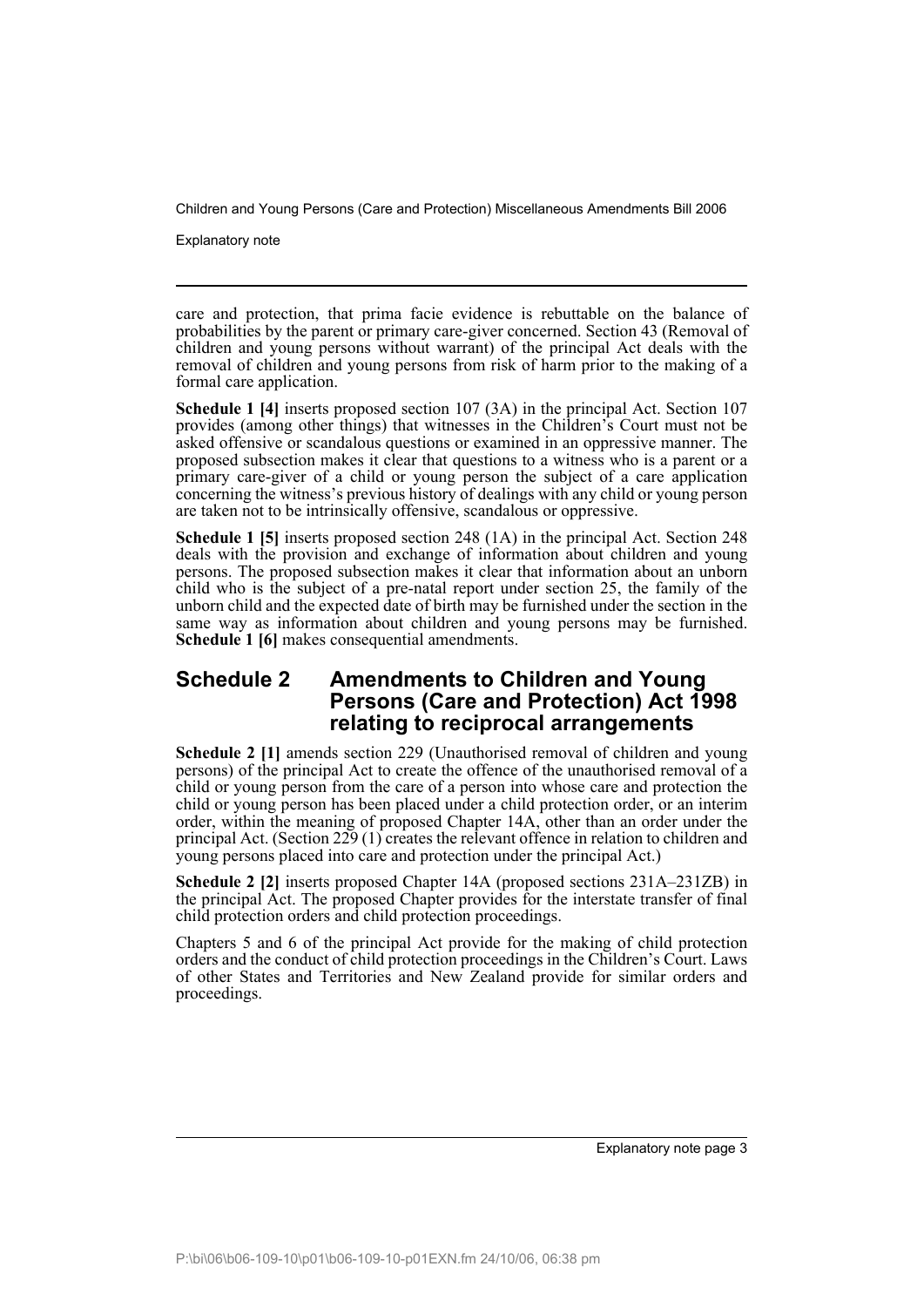care and protection, that prima facie evidence is rebuttable on the balance of probabilities by the parent or primary care-giver concerned. Section 43 (Removal of children and young persons without warrant) of the principal Act deals with the removal of children and young persons from risk of harm prior to the making of a formal care application.

**Schedule 1 [4]** inserts proposed section 107 (3A) in the principal Act. Section 107 provides (among other things) that witnesses in the Children's Court must not be asked offensive or scandalous questions or examined in an oppressive manner. The proposed subsection makes it clear that questions to a witness who is a parent or a primary care-giver of a child or young person the subject of a care application concerning the witness's previous history of dealings with any child or young person are taken not to be intrinsically offensive, scandalous or oppressive.

**Schedule 1 [5]** inserts proposed section 248 (1A) in the principal Act. Section 248 deals with the provision and exchange of information about children and young persons. The proposed subsection makes it clear that information about an unborn child who is the subject of a pre-natal report under section 25, the family of the unborn child and the expected date of birth may be furnished under the section in the same way as information about children and young persons may be furnished. **Schedule 1 [6]** makes consequential amendments.

## Schedule 2 Amendments to Children and Young Persons (Care and Protection) Act 1998 relating to reciprocal arrangements

**Schedule 2 [1]** amends section 229 (Unauthorised removal of children and young persons) of the principal Act to create the offence of the unauthorised removal of a child or young person from the care of a person into whose care and protection the child or young person has been placed under a child protection order, or an interim order, within the meaning of proposed Chapter 14A, other than an order under the principal Act. (Section 229 (1) creates the relevant offence in relation to children and young persons placed into care and protection under the principal Act.)

**Schedule 2 [2]** inserts proposed Chapter 14A (proposed sections 231A–231ZB) in the principal Act. The proposed Chapter provides for the interstate transfer of final child protection orders and child protection proceedings.

Chapters 5 and 6 of the principal Act provide for the making of child protection orders and the conduct of child protection proceedings in the Children's Court. Laws of other States and Territories and New Zealand provide for similar orders and proceedings.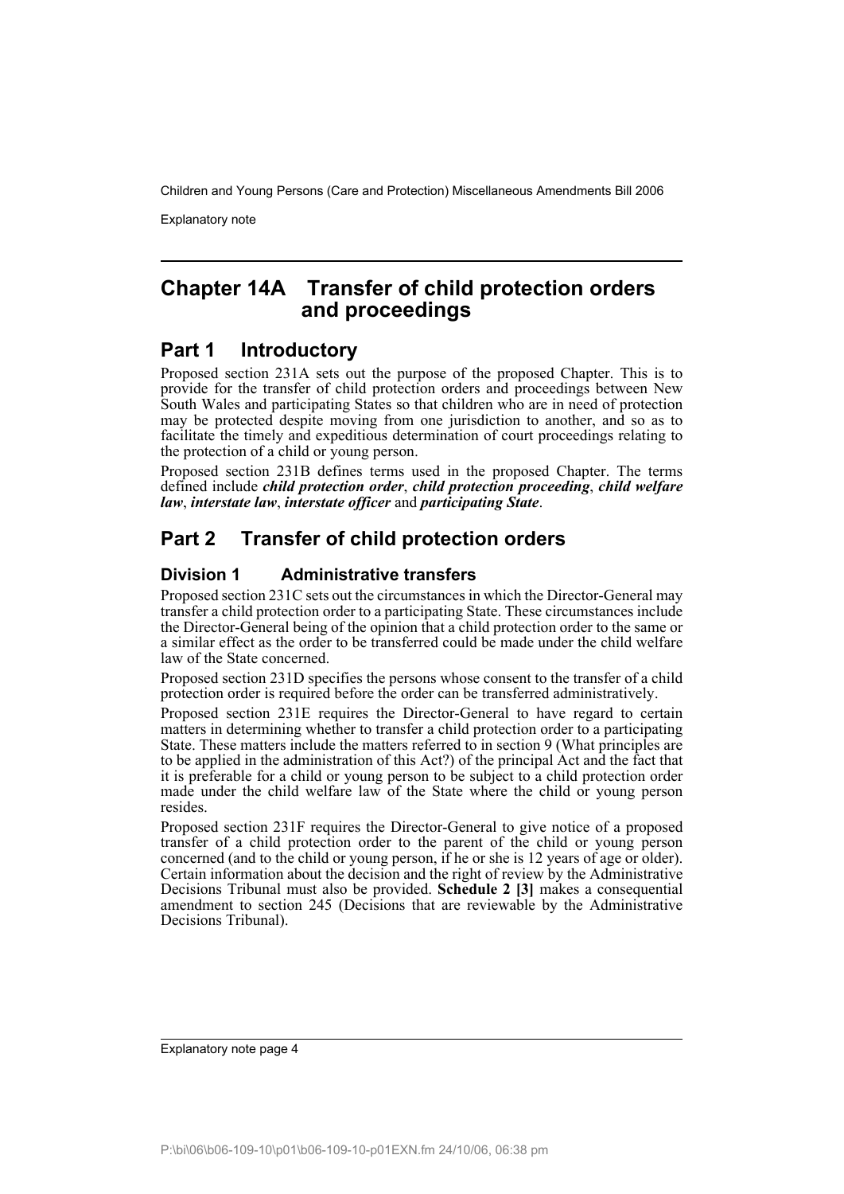## Chapter 14A Transfer of child protection orders and proceedings

### Part 1 Introductory

Proposed section 231A sets out the purpose of the proposed Chapter. This is to provide for the transfer of child protection orders and proceedings between New South Wales and participating States so that children who are in need of protection may be protected despite moving from one jurisdiction to another, and so as to facilitate the timely and expeditious determination of court proceedings relating to the protection of a child or young person.

Proposed section 231B defines terms used in the proposed Chapter. The terms defined include ***child protection order***, ***child protection proceeding***, ***child welfare law***, ***interstate law***, ***interstate officer*** and ***participating State***.

### Part 2 Transfer of child protection orders

#### Division 1 Administrative transfers

Proposed section 231C sets out the circumstances in which the Director-General may transfer a child protection order to a participating State. These circumstances include the Director-General being of the opinion that a child protection order to the same or a similar effect as the order to be transferred could be made under the child welfare law of the State concerned.

Proposed section 231D specifies the persons whose consent to the transfer of a child protection order is required before the order can be transferred administratively.

Proposed section 231E requires the Director-General to have regard to certain matters in determining whether to transfer a child protection order to a participating State. These matters include the matters referred to in section 9 (What principles are to be applied in the administration of this Act?) of the principal Act and the fact that it is preferable for a child or young person to be subject to a child protection order made under the child welfare law of the State where the child or young person resides.

Proposed section 231F requires the Director-General to give notice of a proposed transfer of a child protection order to the parent of the child or young person concerned (and to the child or young person, if he or she is 12 years of age or older). Certain information about the decision and the right of review by the Administrative Decisions Tribunal must also be provided. **Schedule 2 [3]** makes a consequential amendment to section 245 (Decisions that are reviewable by the Administrative Decisions Tribunal).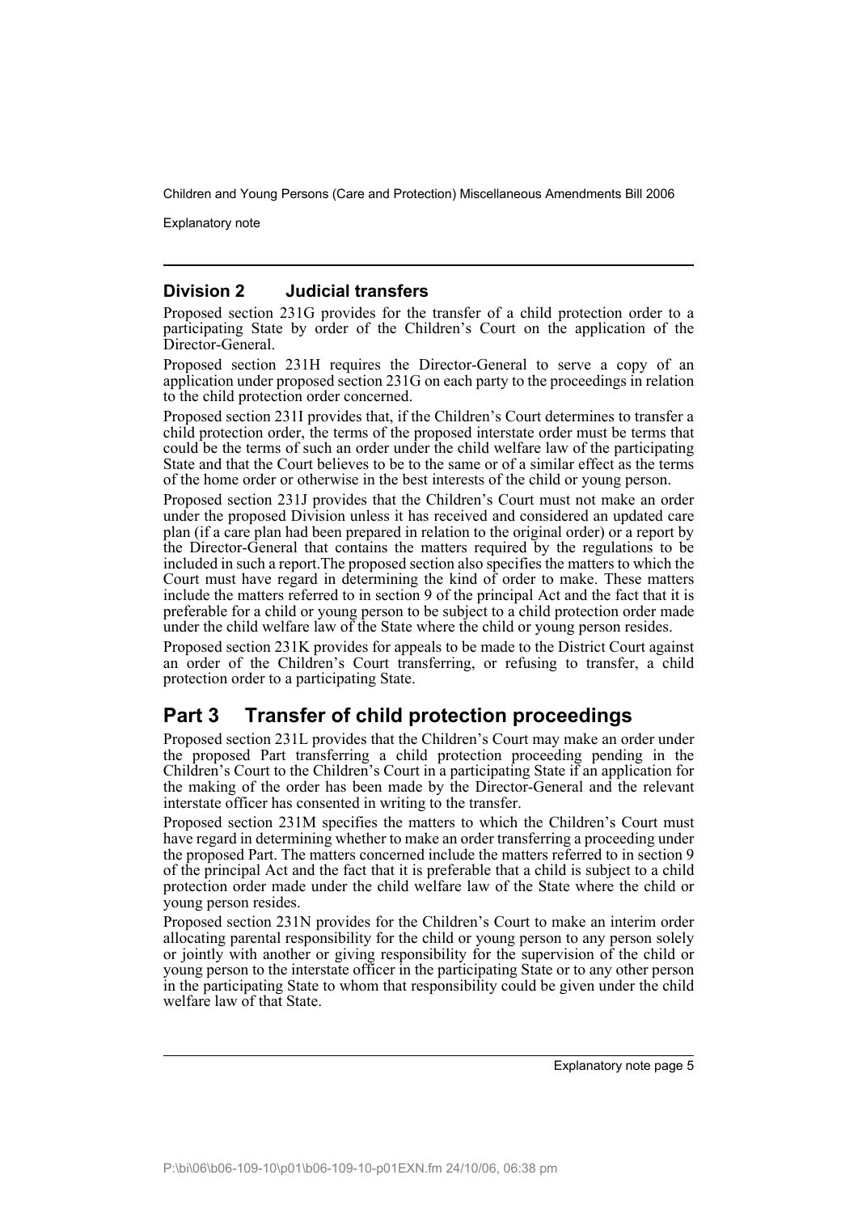## Division 2 Judicial transfers

Proposed section 231G provides for the transfer of a child protection order to a participating State by order of the Children's Court on the application of the Director-General.

Proposed section 231H requires the Director-General to serve a copy of an application under proposed section 231G on each party to the proceedings in relation to the child protection order concerned.

Proposed section 231I provides that, if the Children's Court determines to transfer a child protection order, the terms of the proposed interstate order must be terms that could be the terms of such an order under the child welfare law of the participating State and that the Court believes to be to the same or of a similar effect as the terms of the home order or otherwise in the best interests of the child or young person.

Proposed section 231J provides that the Children's Court must not make an order under the proposed Division unless it has received and considered an updated care plan (if a care plan had been prepared in relation to the original order) or a report by the Director-General that contains the matters required by the regulations to be included in such a report.The proposed section also specifies the matters to which the Court must have regard in determining the kind of order to make. These matters include the matters referred to in section 9 of the principal Act and the fact that it is preferable for a child or young person to be subject to a child protection order made under the child welfare law of the State where the child or young person resides.

Proposed section 231K provides for appeals to be made to the District Court against an order of the Children's Court transferring, or refusing to transfer, a child protection order to a participating State.

# Part 3 Transfer of child protection proceedings

Proposed section 231L provides that the Children's Court may make an order under the proposed Part transferring a child protection proceeding pending in the Children's Court to the Children's Court in a participating State if an application for the making of the order has been made by the Director-General and the relevant interstate officer has consented in writing to the transfer.

Proposed section 231M specifies the matters to which the Children's Court must have regard in determining whether to make an order transferring a proceeding under the proposed Part. The matters concerned include the matters referred to in section 9 of the principal Act and the fact that it is preferable that a child is subject to a child protection order made under the child welfare law of the State where the child or young person resides.

Proposed section 231N provides for the Children's Court to make an interim order allocating parental responsibility for the child or young person to any person solely or jointly with another or giving responsibility for the supervision of the child or young person to the interstate officer in the participating State or to any other person in the participating State to whom that responsibility could be given under the child welfare law of that State.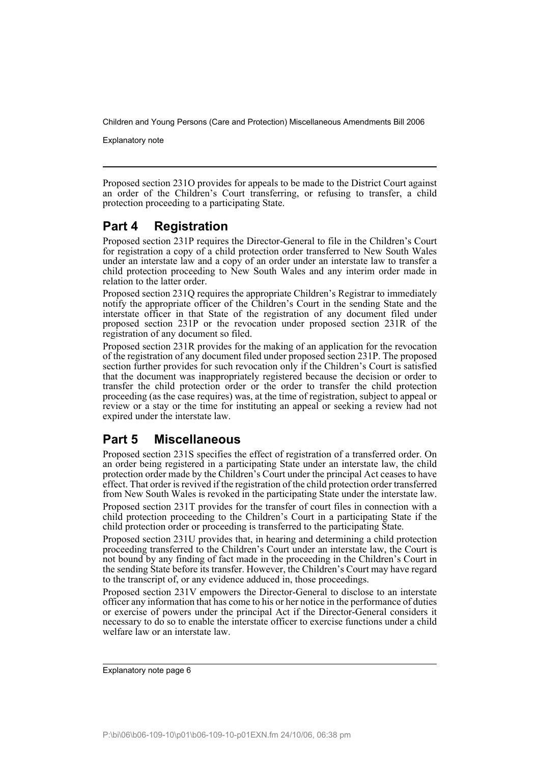Proposed section 231O provides for appeals to be made to the District Court against an order of the Children's Court transferring, or refusing to transfer, a child protection proceeding to a participating State.

## Part 4 Registration

Proposed section 231P requires the Director-General to file in the Children's Court for registration a copy of a child protection order transferred to New South Wales under an interstate law and a copy of an order under an interstate law to transfer a child protection proceeding to New South Wales and any interim order made in relation to the latter order.

Proposed section 231Q requires the appropriate Children's Registrar to immediately notify the appropriate officer of the Children's Court in the sending State and the interstate officer in that State of the registration of any document filed under proposed section 231P or the revocation under proposed section 231R of the registration of any document so filed.

Proposed section 231R provides for the making of an application for the revocation of the registration of any document filed under proposed section 231P. The proposed section further provides for such revocation only if the Children's Court is satisfied that the document was inappropriately registered because the decision or order to transfer the child protection order or the order to transfer the child protection proceeding (as the case requires) was, at the time of registration, subject to appeal or review or a stay or the time for instituting an appeal or seeking a review had not expired under the interstate law.

## Part 5 Miscellaneous

Proposed section 231S specifies the effect of registration of a transferred order. On an order being registered in a participating State under an interstate law, the child protection order made by the Children's Court under the principal Act ceases to have effect. That order is revived if the registration of the child protection order transferred from New South Wales is revoked in the participating State under the interstate law.

Proposed section 231T provides for the transfer of court files in connection with a child protection proceeding to the Children's Court in a participating State if the child protection order or proceeding is transferred to the participating State.

Proposed section 231U provides that, in hearing and determining a child protection proceeding transferred to the Children's Court under an interstate law, the Court is not bound by any finding of fact made in the proceeding in the Children's Court in the sending State before its transfer. However, the Children's Court may have regard to the transcript of, or any evidence adduced in, those proceedings.

Proposed section 231V empowers the Director-General to disclose to an interstate officer any information that has come to his or her notice in the performance of duties or exercise of powers under the principal Act if the Director-General considers it necessary to do so to enable the interstate officer to exercise functions under a child welfare law or an interstate law.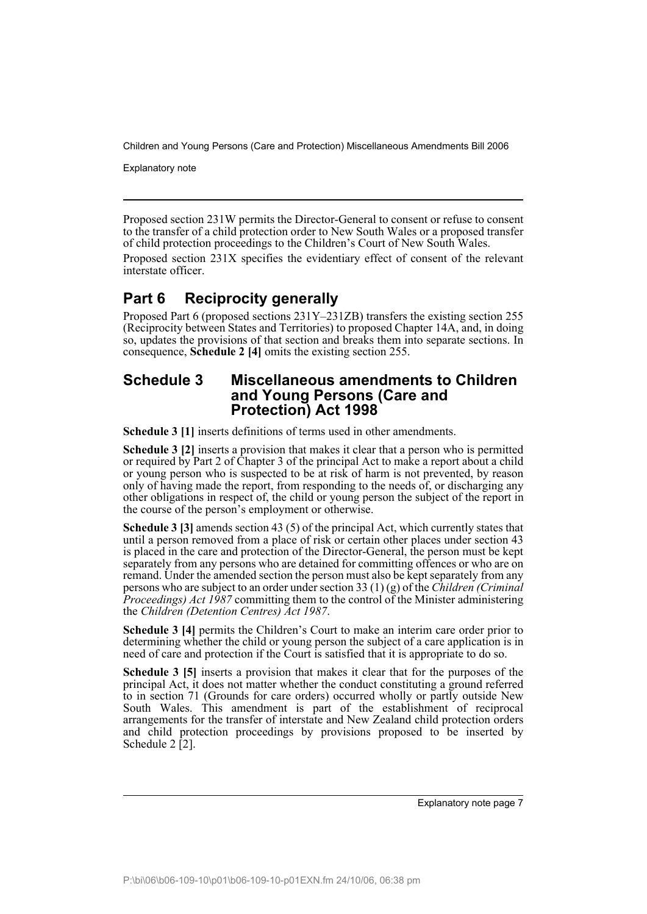Proposed section 231W permits the Director-General to consent or refuse to consent to the transfer of a child protection order to New South Wales or a proposed transfer of child protection proceedings to the Children's Court of New South Wales.

Proposed section 231X specifies the evidentiary effect of consent of the relevant interstate officer.

## Part 6 Reciprocity generally

Proposed Part 6 (proposed sections 231Y–231ZB) transfers the existing section 255 (Reciprocity between States and Territories) to proposed Chapter 14A, and, in doing so, updates the provisions of that section and breaks them into separate sections. In consequence, **Schedule 2 [4]** omits the existing section 255.

## Schedule 3 Miscellaneous amendments to Children and Young Persons (Care and Protection) Act 1998

**Schedule 3 [1]** inserts definitions of terms used in other amendments.

**Schedule 3 [2]** inserts a provision that makes it clear that a person who is permitted or required by Part 2 of Chapter 3 of the principal Act to make a report about a child or young person who is suspected to be at risk of harm is not prevented, by reason only of having made the report, from responding to the needs of, or discharging any other obligations in respect of, the child or young person the subject of the report in the course of the person's employment or otherwise.

**Schedule 3 [3]** amends section 43 (5) of the principal Act, which currently states that until a person removed from a place of risk or certain other places under section 43 is placed in the care and protection of the Director-General, the person must be kept separately from any persons who are detained for committing offences or who are on remand. Under the amended section the person must also be kept separately from any persons who are subject to an order under section 33 (1) (g) of the *Children (Criminal Proceedings) Act 1987* committing them to the control of the Minister administering the *Children (Detention Centres) Act 1987*.

**Schedule 3 [4]** permits the Children's Court to make an interim care order prior to determining whether the child or young person the subject of a care application is in need of care and protection if the Court is satisfied that it is appropriate to do so.

**Schedule 3 [5]** inserts a provision that makes it clear that for the purposes of the principal Act, it does not matter whether the conduct constituting a ground referred to in section 71 (Grounds for care orders) occurred wholly or partly outside New South Wales. This amendment is part of the establishment of reciprocal arrangements for the transfer of interstate and New Zealand child protection orders and child protection proceedings by provisions proposed to be inserted by Schedule 2 [2].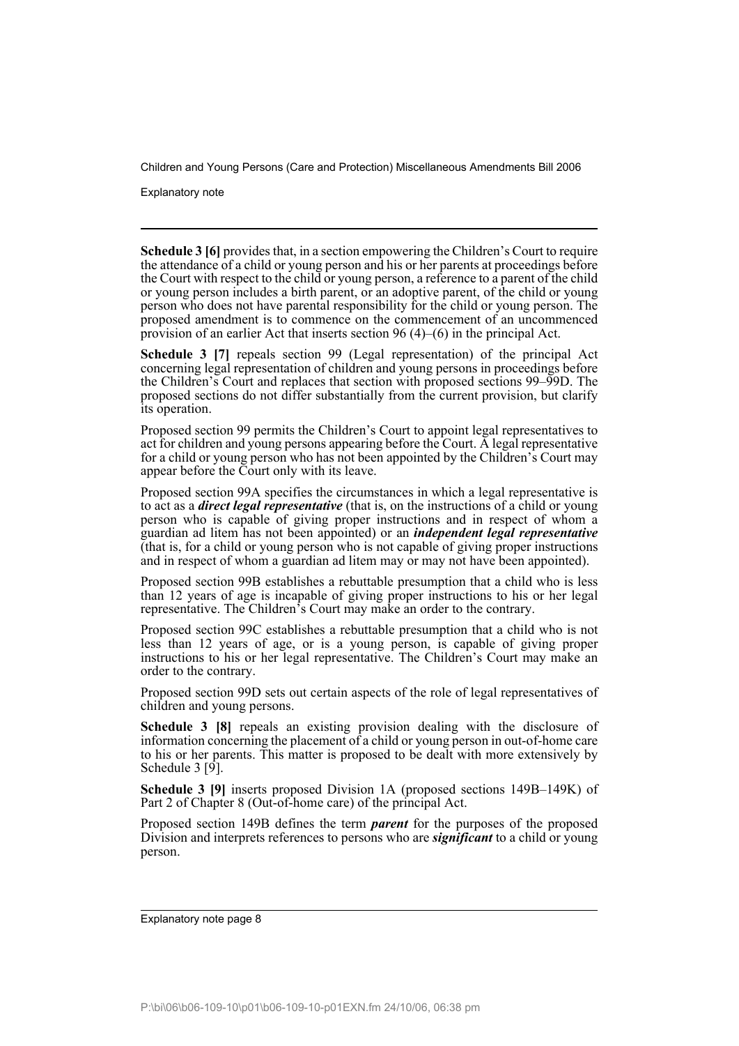**Schedule 3 [6]** provides that, in a section empowering the Children's Court to require the attendance of a child or young person and his or her parents at proceedings before the Court with respect to the child or young person, a reference to a parent of the child or young person includes a birth parent, or an adoptive parent, of the child or young person who does not have parental responsibility for the child or young person. The proposed amendment is to commence on the commencement of an uncommenced provision of an earlier Act that inserts section 96 (4)–(6) in the principal Act.

**Schedule 3 [7]** repeals section 99 (Legal representation) of the principal Act concerning legal representation of children and young persons in proceedings before the Children's Court and replaces that section with proposed sections 99–99D. The proposed sections do not differ substantially from the current provision, but clarify its operation.

Proposed section 99 permits the Children's Court to appoint legal representatives to act for children and young persons appearing before the Court. A legal representative for a child or young person who has not been appointed by the Children's Court may appear before the Court only with its leave.

Proposed section 99A specifies the circumstances in which a legal representative is to act as a ***direct legal representative*** (that is, on the instructions of a child or young person who is capable of giving proper instructions and in respect of whom a guardian ad litem has not been appointed) or an ***independent legal representative*** (that is, for a child or young person who is not capable of giving proper instructions and in respect of whom a guardian ad litem may or may not have been appointed).

Proposed section 99B establishes a rebuttable presumption that a child who is less than 12 years of age is incapable of giving proper instructions to his or her legal representative. The Children's Court may make an order to the contrary.

Proposed section 99C establishes a rebuttable presumption that a child who is not less than 12 years of age, or is a young person, is capable of giving proper instructions to his or her legal representative. The Children's Court may make an order to the contrary.

Proposed section 99D sets out certain aspects of the role of legal representatives of children and young persons.

**Schedule 3 [8]** repeals an existing provision dealing with the disclosure of information concerning the placement of a child or young person in out-of-home care to his or her parents. This matter is proposed to be dealt with more extensively by Schedule 3 [9].

**Schedule 3 [9]** inserts proposed Division 1A (proposed sections 149B–149K) of Part 2 of Chapter 8 (Out-of-home care) of the principal Act.

Proposed section 149B defines the term ***parent*** for the purposes of the proposed Division and interprets references to persons who are ***significant*** to a child or young person.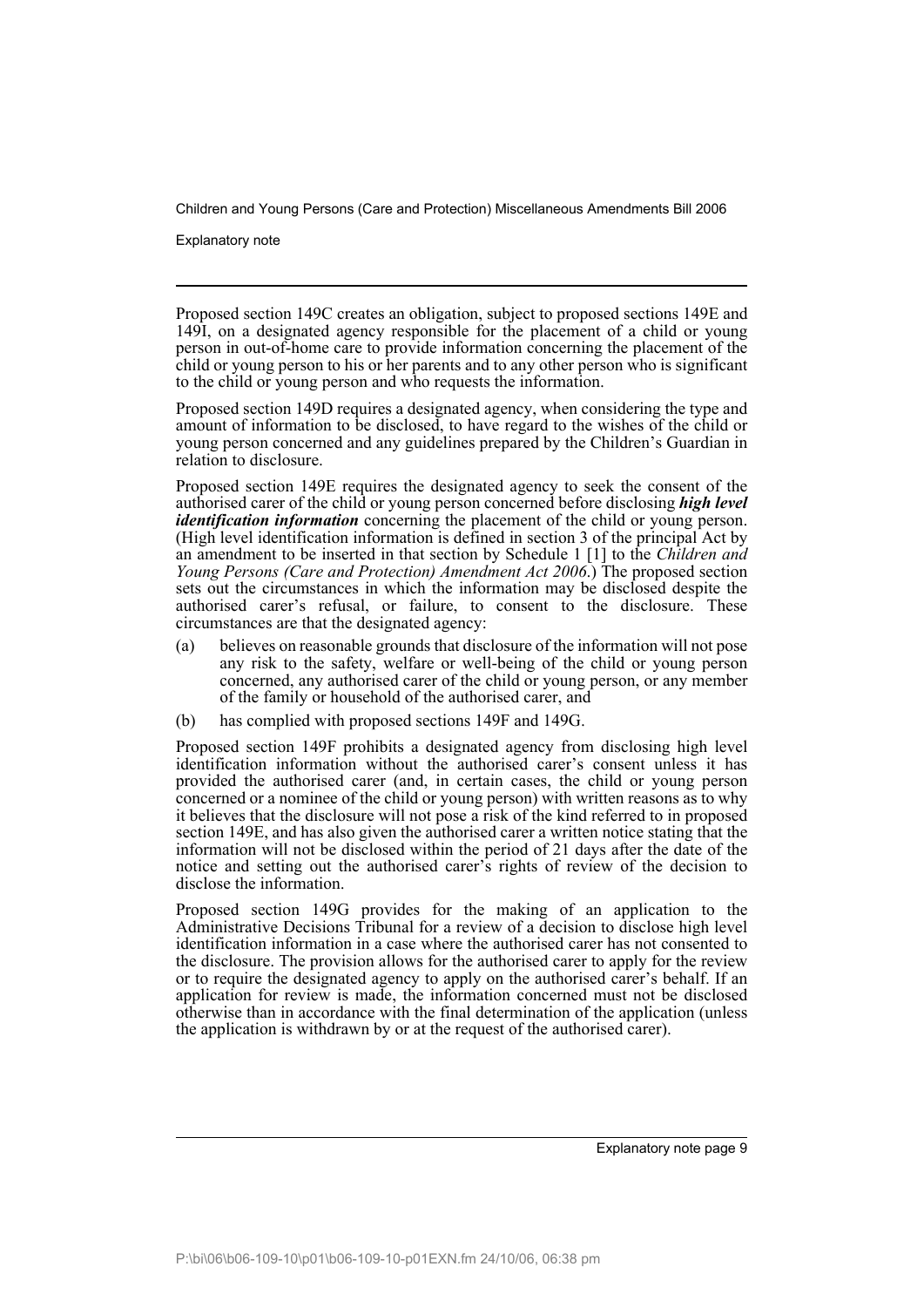Proposed section 149C creates an obligation, subject to proposed sections 149E and 149I, on a designated agency responsible for the placement of a child or young person in out-of-home care to provide information concerning the placement of the child or young person to his or her parents and to any other person who is significant to the child or young person and who requests the information.

Proposed section 149D requires a designated agency, when considering the type and amount of information to be disclosed, to have regard to the wishes of the child or young person concerned and any guidelines prepared by the Children's Guardian in relation to disclosure.

Proposed section 149E requires the designated agency to seek the consent of the authorised carer of the child or young person concerned before disclosing ***high level identification information*** concerning the placement of the child or young person. (High level identification information is defined in section 3 of the principal Act by an amendment to be inserted in that section by Schedule 1 [1] to the *Children and Young Persons (Care and Protection) Amendment Act 2006*.) The proposed section sets out the circumstances in which the information may be disclosed despite the authorised carer's refusal, or failure, to consent to the disclosure. These circumstances are that the designated agency:

(a) believes on reasonable grounds that disclosure of the information will not pose any risk to the safety, welfare or well-being of the child or young person concerned, any authorised carer of the child or young person, or any member of the family or household of the authorised carer, and

(b) has complied with proposed sections 149F and 149G.

Proposed section 149F prohibits a designated agency from disclosing high level identification information without the authorised carer's consent unless it has provided the authorised carer (and, in certain cases, the child or young person concerned or a nominee of the child or young person) with written reasons as to why it believes that the disclosure will not pose a risk of the kind referred to in proposed section 149E, and has also given the authorised carer a written notice stating that the information will not be disclosed within the period of 21 days after the date of the notice and setting out the authorised carer's rights of review of the decision to disclose the information.

Proposed section 149G provides for the making of an application to the Administrative Decisions Tribunal for a review of a decision to disclose high level identification information in a case where the authorised carer has not consented to the disclosure. The provision allows for the authorised carer to apply for the review or to require the designated agency to apply on the authorised carer's behalf. If an application for review is made, the information concerned must not be disclosed otherwise than in accordance with the final determination of the application (unless the application is withdrawn by or at the request of the authorised carer).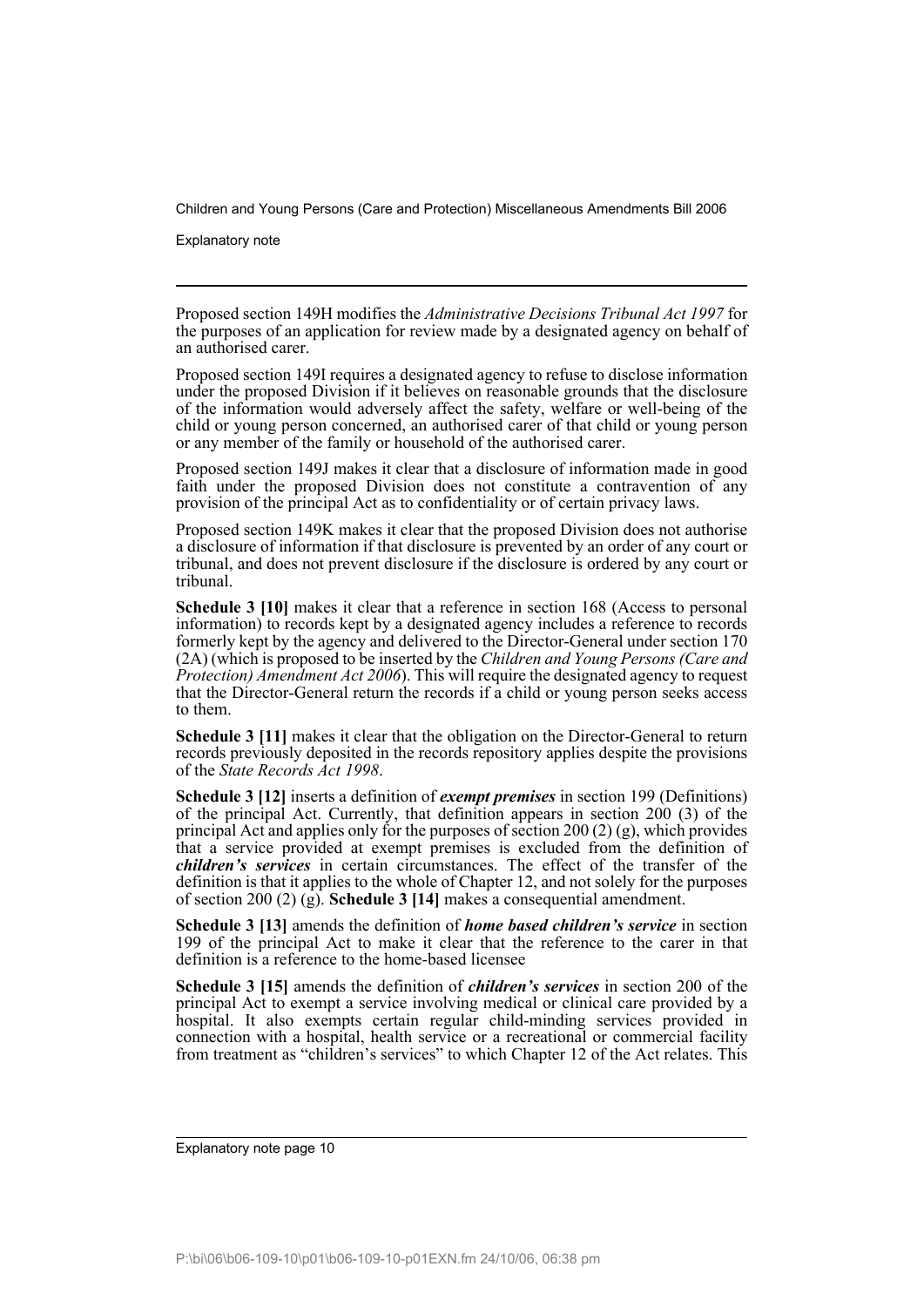Proposed section 149H modifies the *Administrative Decisions Tribunal Act 1997* for the purposes of an application for review made by a designated agency on behalf of an authorised carer.

Proposed section 149I requires a designated agency to refuse to disclose information under the proposed Division if it believes on reasonable grounds that the disclosure of the information would adversely affect the safety, welfare or well-being of the child or young person concerned, an authorised carer of that child or young person or any member of the family or household of the authorised carer.

Proposed section 149J makes it clear that a disclosure of information made in good faith under the proposed Division does not constitute a contravention of any provision of the principal Act as to confidentiality or of certain privacy laws.

Proposed section 149K makes it clear that the proposed Division does not authorise a disclosure of information if that disclosure is prevented by an order of any court or tribunal, and does not prevent disclosure if the disclosure is ordered by any court or tribunal.

**Schedule 3 [10]** makes it clear that a reference in section 168 (Access to personal information) to records kept by a designated agency includes a reference to records formerly kept by the agency and delivered to the Director-General under section 170 (2A) (which is proposed to be inserted by the *Children and Young Persons (Care and Protection) Amendment Act 2006*). This will require the designated agency to request that the Director-General return the records if a child or young person seeks access to them.

**Schedule 3 [11]** makes it clear that the obligation on the Director-General to return records previously deposited in the records repository applies despite the provisions of the *State Records Act 1998*.

**Schedule 3 [12]** inserts a definition of ***exempt premises*** in section 199 (Definitions) of the principal Act. Currently, that definition appears in section 200 (3) of the principal Act and applies only for the purposes of section 200 (2) (g), which provides that a service provided at exempt premises is excluded from the definition of ***children's services*** in certain circumstances. The effect of the transfer of the definition is that it applies to the whole of Chapter 12, and not solely for the purposes of section 200 (2) (g). **Schedule 3 [14]** makes a consequential amendment.

**Schedule 3 [13]** amends the definition of ***home based children's service*** in section 199 of the principal Act to make it clear that the reference to the carer in that definition is a reference to the home-based licensee

**Schedule 3 [15]** amends the definition of ***children's services*** in section 200 of the principal Act to exempt a service involving medical or clinical care provided by a hospital. It also exempts certain regular child-minding services provided in connection with a hospital, health service or a recreational or commercial facility from treatment as "children's services" to which Chapter 12 of the Act relates. This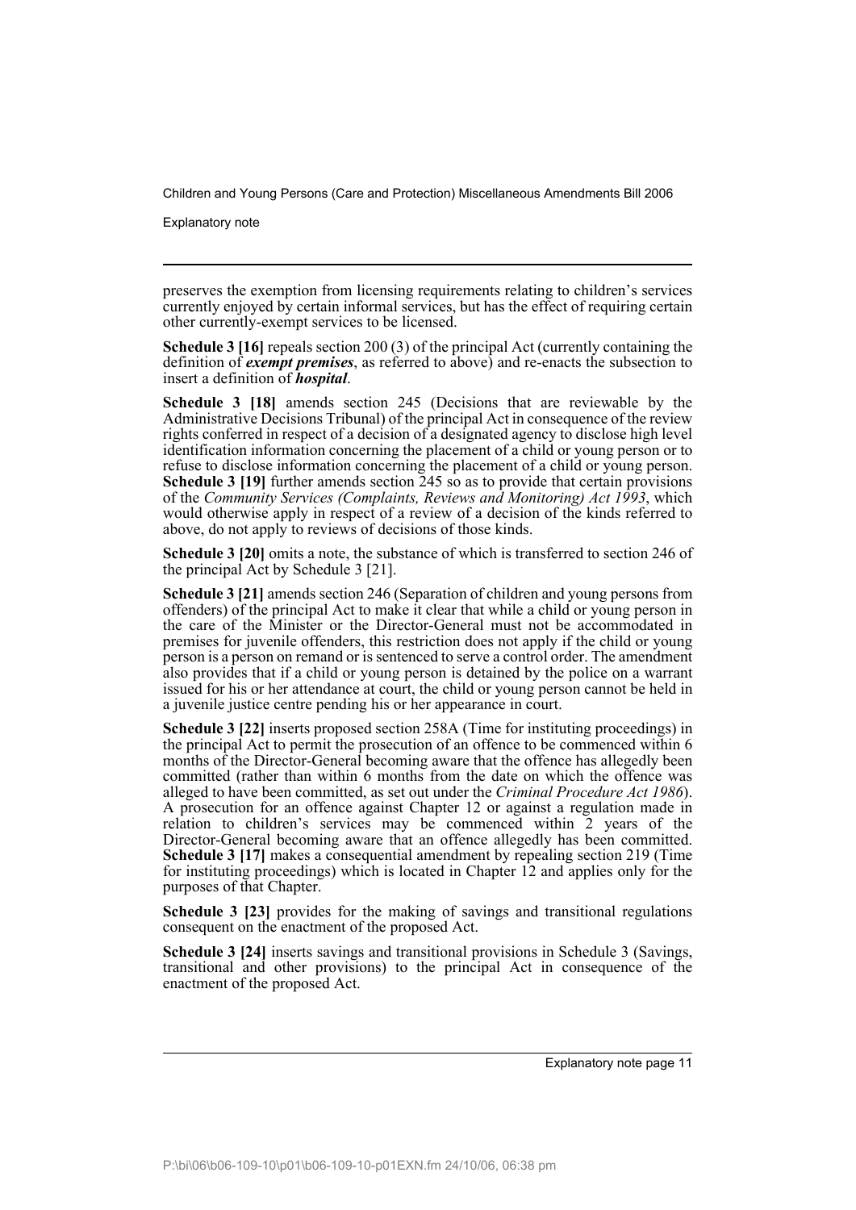preserves the exemption from licensing requirements relating to children's services currently enjoyed by certain informal services, but has the effect of requiring certain other currently-exempt services to be licensed.

**Schedule 3 [16]** repeals section 200 (3) of the principal Act (currently containing the definition of ***exempt premises***, as referred to above) and re-enacts the subsection to insert a definition of ***hospital***.

**Schedule 3 [18]** amends section 245 (Decisions that are reviewable by the Administrative Decisions Tribunal) of the principal Act in consequence of the review rights conferred in respect of a decision of a designated agency to disclose high level identification information concerning the placement of a child or young person or to refuse to disclose information concerning the placement of a child or young person. **Schedule 3 [19]** further amends section 245 so as to provide that certain provisions of the *Community Services (Complaints, Reviews and Monitoring) Act 1993*, which would otherwise apply in respect of a review of a decision of the kinds referred to above, do not apply to reviews of decisions of those kinds.

**Schedule 3 [20]** omits a note, the substance of which is transferred to section 246 of the principal Act by Schedule 3 [21].

**Schedule 3 [21]** amends section 246 (Separation of children and young persons from offenders) of the principal Act to make it clear that while a child or young person in the care of the Minister or the Director-General must not be accommodated in premises for juvenile offenders, this restriction does not apply if the child or young person is a person on remand or is sentenced to serve a control order. The amendment also provides that if a child or young person is detained by the police on a warrant issued for his or her attendance at court, the child or young person cannot be held in a juvenile justice centre pending his or her appearance in court.

**Schedule 3 [22]** inserts proposed section 258A (Time for instituting proceedings) in the principal Act to permit the prosecution of an offence to be commenced within 6 months of the Director-General becoming aware that the offence has allegedly been committed (rather than within 6 months from the date on which the offence was alleged to have been committed, as set out under the *Criminal Procedure Act 1986*). A prosecution for an offence against Chapter 12 or against a regulation made in relation to children's services may be commenced within 2 years of the Director-General becoming aware that an offence allegedly has been committed. **Schedule 3 [17]** makes a consequential amendment by repealing section 219 (Time for instituting proceedings) which is located in Chapter 12 and applies only for the purposes of that Chapter.

**Schedule 3 [23]** provides for the making of savings and transitional regulations consequent on the enactment of the proposed Act.

**Schedule 3 [24]** inserts savings and transitional provisions in Schedule 3 (Savings, transitional and other provisions) to the principal Act in consequence of the enactment of the proposed Act.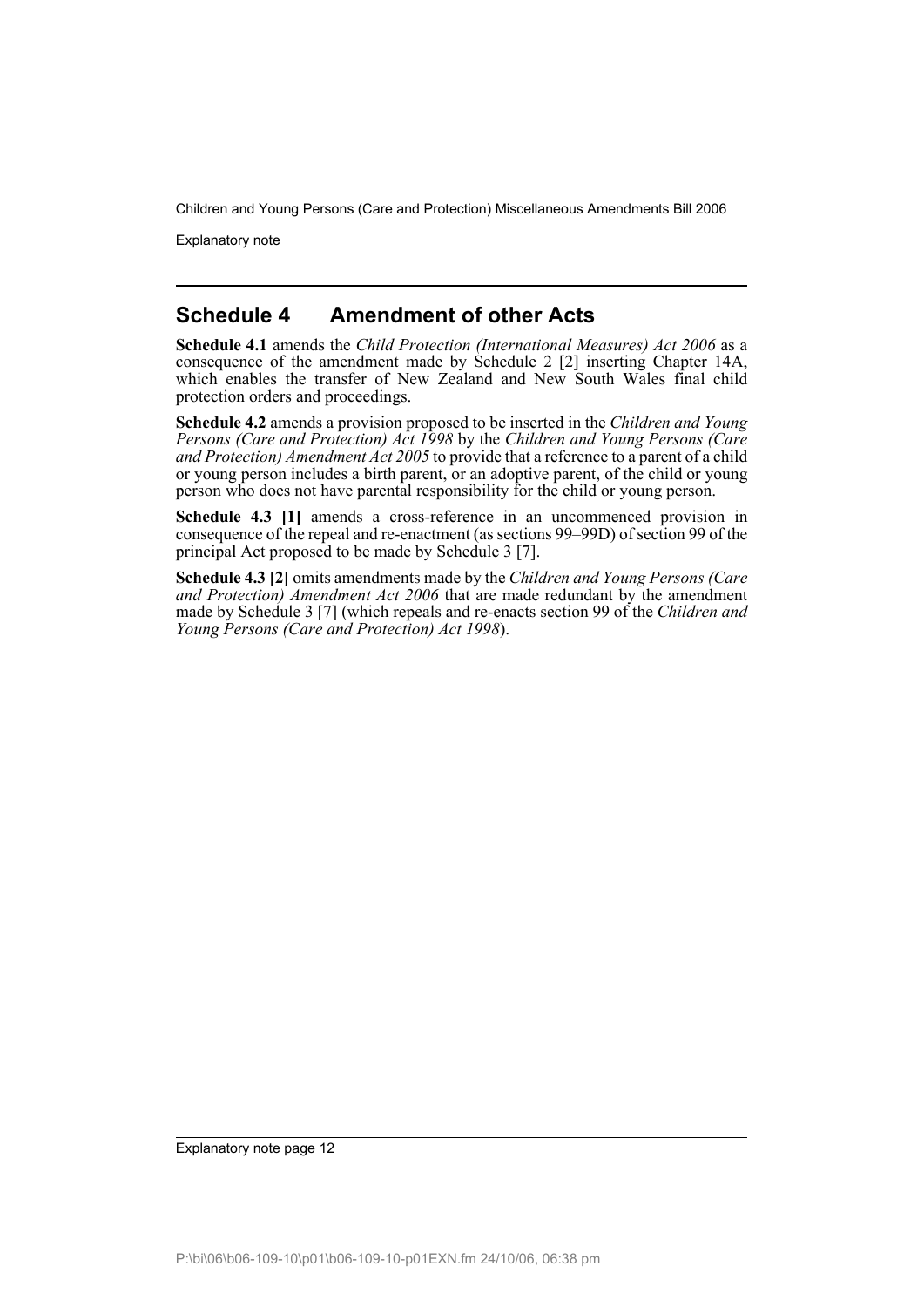## Schedule 4 Amendment of other Acts

**Schedule 4.1** amends the *Child Protection (International Measures) Act 2006* as a consequence of the amendment made by Schedule 2 [2] inserting Chapter 14A, which enables the transfer of New Zealand and New South Wales final child protection orders and proceedings.

**Schedule 4.2** amends a provision proposed to be inserted in the *Children and Young Persons (Care and Protection) Act 1998* by the *Children and Young Persons (Care and Protection) Amendment Act 2005* to provide that a reference to a parent of a child or young person includes a birth parent, or an adoptive parent, of the child or young person who does not have parental responsibility for the child or young person.

**Schedule 4.3 [1]** amends a cross-reference in an uncommenced provision in consequence of the repeal and re-enactment (as sections 99–99D) of section 99 of the principal Act proposed to be made by Schedule 3 [7].

**Schedule 4.3 [2]** omits amendments made by the *Children and Young Persons (Care and Protection) Amendment Act 2006* that are made redundant by the amendment made by Schedule 3 [7] (which repeals and re-enacts section 99 of the *Children and Young Persons (Care and Protection) Act 1998*).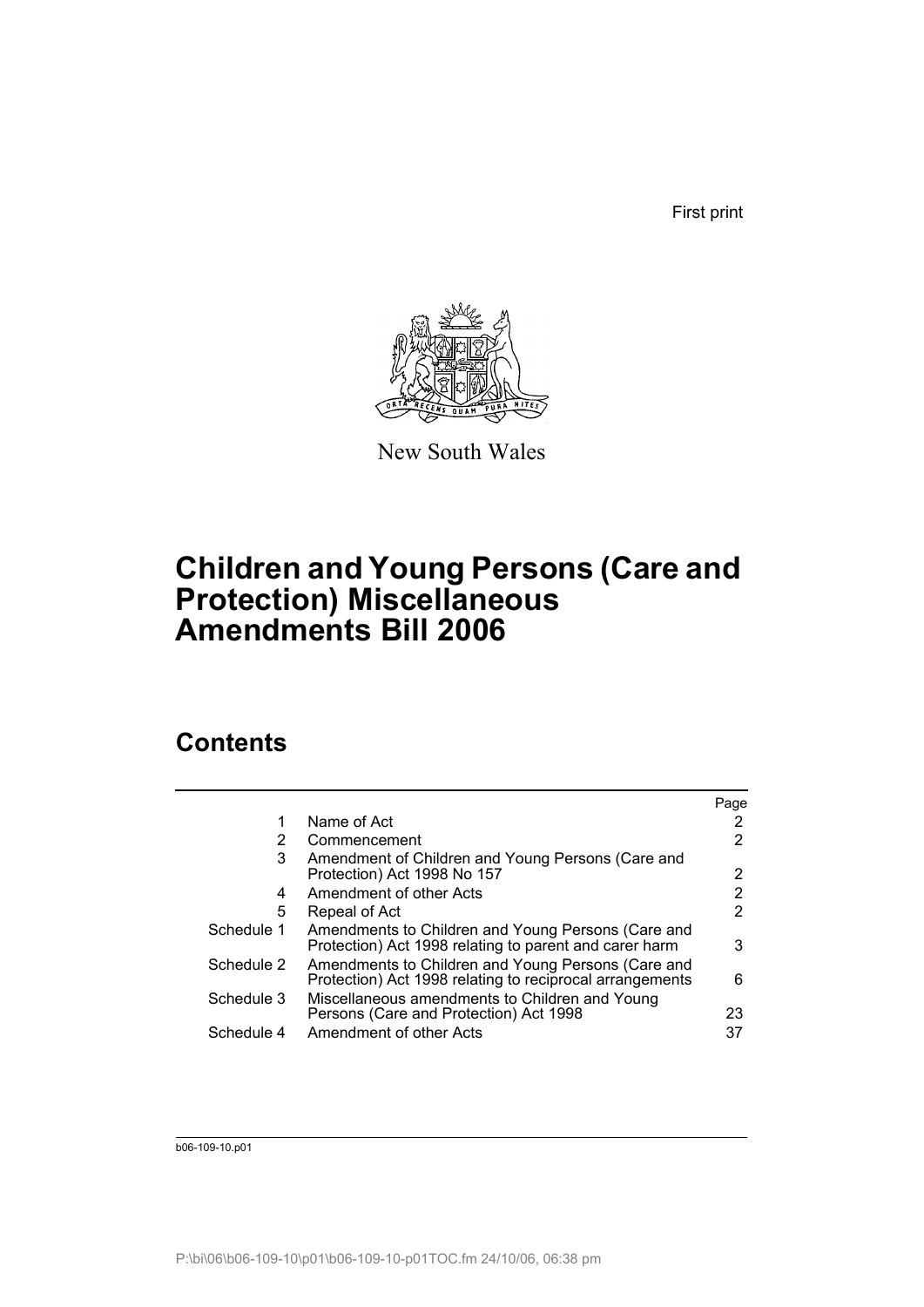First print

New South Wales

# Children and Young Persons (Care and Protection) Miscellaneous Amendments Bill 2006

## Contents

| | | Page |
|---|---|---|
| 1 | Name of Act | 2 |
| 2 | Commencement | 2 |
| 3 | Amendment of Children and Young Persons (Care and Protection) Act 1998 No 157 | 2 |
| 4 | Amendment of other Acts | 2 |
| 5 | Repeal of Act | 2 |
| Schedule 1 | Amendments to Children and Young Persons (Care and Protection) Act 1998 relating to parent and carer harm | 3 |
| Schedule 2 | Amendments to Children and Young Persons (Care and Protection) Act 1998 relating to reciprocal arrangements | 6 |
| Schedule 3 | Miscellaneous amendments to Children and Young Persons (Care and Protection) Act 1998 | 23 |
| Schedule 4 | Amendment of other Acts | 37 |

b06-109-10.p01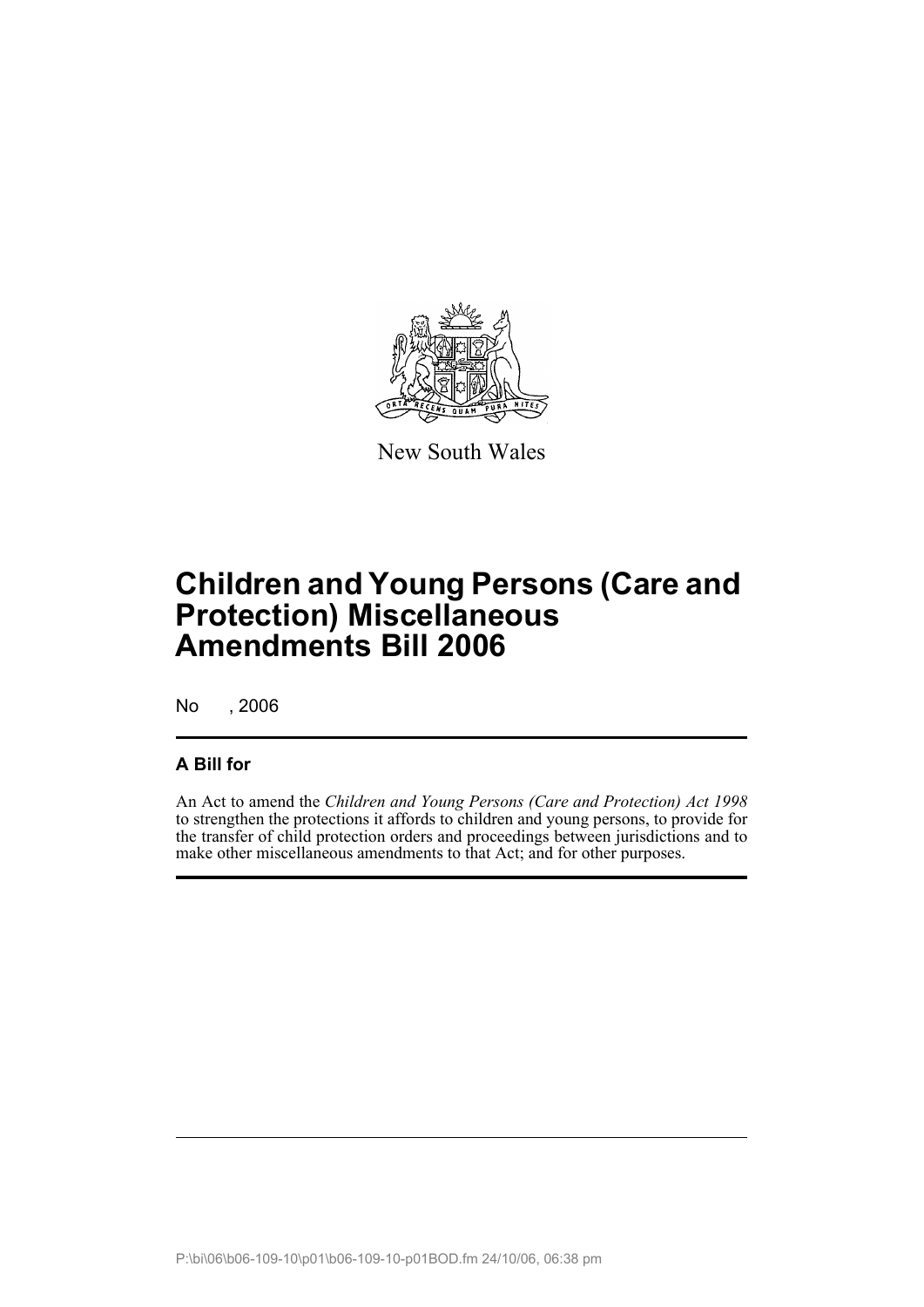New South Wales

# Children and Young Persons (Care and Protection) Miscellaneous Amendments Bill 2006

No , 2006

## A Bill for

An Act to amend the *Children and Young Persons (Care and Protection) Act 1998* to strengthen the protections it affords to children and young persons, to provide for the transfer of child protection orders and proceedings between jurisdictions and to make other miscellaneous amendments to that Act; and for other purposes.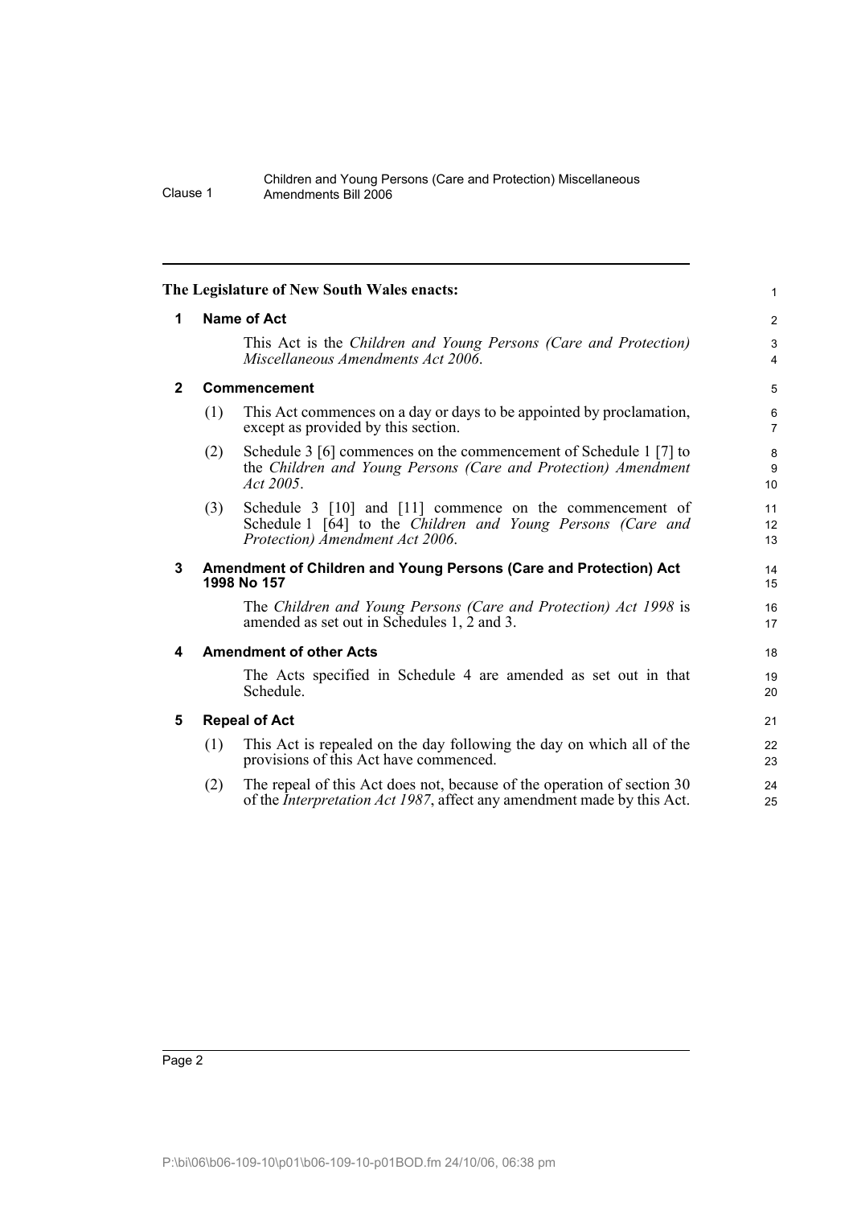**The Legislature of New South Wales enacts:**

## 1 Name of Act

This Act is the *Children and Young Persons (Care and Protection) Miscellaneous Amendments Act 2006*.

## 2 Commencement

(1) This Act commences on a day or days to be appointed by proclamation, except as provided by this section.

(2) Schedule 3 [6] commences on the commencement of Schedule 1 [7] to the *Children and Young Persons (Care and Protection) Amendment Act 2005*.

(3) Schedule 3 [10] and [11] commence on the commencement of Schedule 1 [64] to the *Children and Young Persons (Care and Protection) Amendment Act 2006*.

## 3 Amendment of Children and Young Persons (Care and Protection) Act 1998 No 157

The *Children and Young Persons (Care and Protection) Act 1998* is amended as set out in Schedules 1, 2 and 3.

## 4 Amendment of other Acts

The Acts specified in Schedule 4 are amended as set out in that Schedule.

## 5 Repeal of Act

(1) This Act is repealed on the day following the day on which all of the provisions of this Act have commenced.

(2) The repeal of this Act does not, because of the operation of section 30 of the *Interpretation Act 1987*, affect any amendment made by this Act.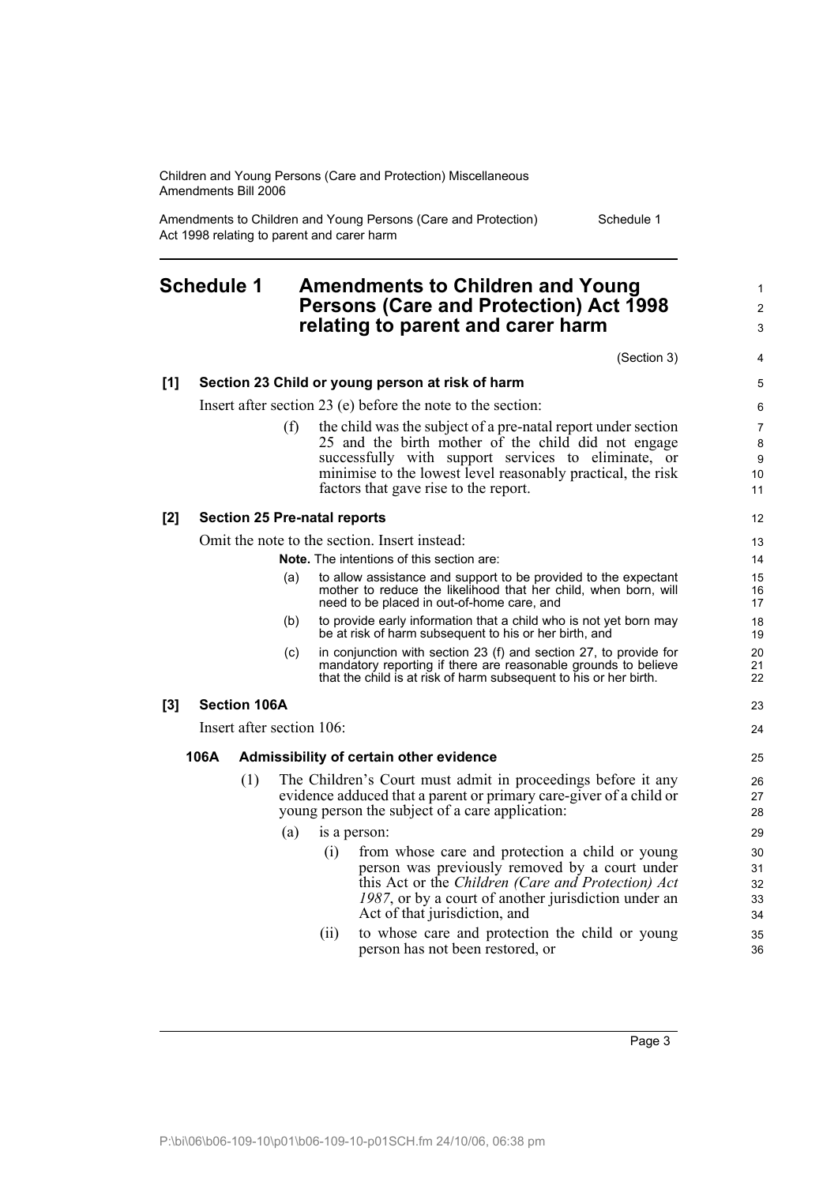# Schedule 1 Amendments to Children and Young Persons (Care and Protection) Act 1998 relating to parent and carer harm

(Section 3)

**[1] Section 23 Child or young person at risk of harm**

Insert after section 23 (e) before the note to the section:

(f) the child was the subject of a pre-natal report under section 25 and the birth mother of the child did not engage successfully with support services to eliminate, or minimise to the lowest level reasonably practical, the risk factors that gave rise to the report.

**[2] Section 25 Pre-natal reports**

Omit the note to the section. Insert instead:

**Note.** The intentions of this section are:

(a) to allow assistance and support to be provided to the expectant mother to reduce the likelihood that her child, when born, will need to be placed in out-of-home care, and

(b) to provide early information that a child who is not yet born may be at risk of harm subsequent to his or her birth, and

(c) in conjunction with section 23 (f) and section 27, to provide for mandatory reporting if there are reasonable grounds to believe that the child is at risk of harm subsequent to his or her birth.

**[3] Section 106A**

Insert after section 106:

**106A Admissibility of certain other evidence**

(1) The Children's Court must admit in proceedings before it any evidence adduced that a parent or primary care-giver of a child or young person the subject of a care application:

(a) is a person:

(i) from whose care and protection a child or young person was previously removed by a court under this Act or the *Children (Care and Protection) Act 1987*, or by a court of another jurisdiction under an Act of that jurisdiction, and

(ii) to whose care and protection the child or young person has not been restored, or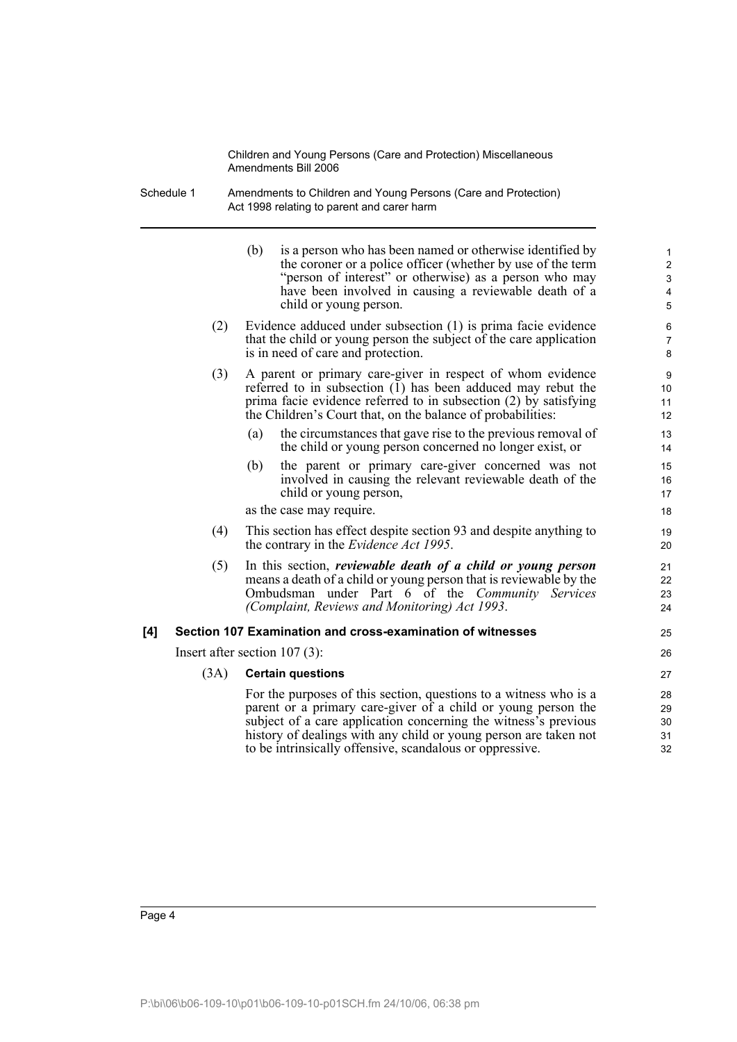(b) is a person who has been named or otherwise identified by the coroner or a police officer (whether by use of the term "person of interest" or otherwise) as a person who may have been involved in causing a reviewable death of a child or young person.

(2) Evidence adduced under subsection (1) is prima facie evidence that the child or young person the subject of the care application is in need of care and protection.

(3) A parent or primary care-giver in respect of whom evidence referred to in subsection (1) has been adduced may rebut the prima facie evidence referred to in subsection (2) by satisfying the Children's Court that, on the balance of probabilities:

(a) the circumstances that gave rise to the previous removal of the child or young person concerned no longer exist, or

(b) the parent or primary care-giver concerned was not involved in causing the relevant reviewable death of the child or young person,

as the case may require.

(4) This section has effect despite section 93 and despite anything to the contrary in the *Evidence Act 1995*.

(5) In this section, ***reviewable death of a child or young person*** means a death of a child or young person that is reviewable by the Ombudsman under Part 6 of the *Community Services (Complaint, Reviews and Monitoring) Act 1993*.

### [4] Section 107 Examination and cross-examination of witnesses

Insert after section 107 (3):

(3A) **Certain questions**

For the purposes of this section, questions to a witness who is a parent or a primary care-giver of a child or young person the subject of a care application concerning the witness's previous history of dealings with any child or young person are taken not to be intrinsically offensive, scandalous or oppressive.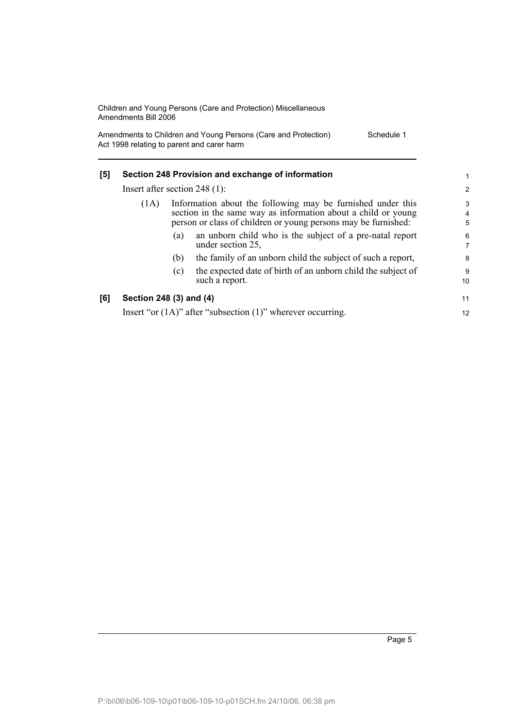### [5] Section 248 Provision and exchange of information

Insert after section 248 (1):

(1A) Information about the following may be furnished under this section in the same way as information about a child or young person or class of children or young persons may be furnished:

- (a) an unborn child who is the subject of a pre-natal report under section 25,
- (b) the family of an unborn child the subject of such a report,
- (c) the expected date of birth of an unborn child the subject of such a report.

### [6] Section 248 (3) and (4)

Insert "or (1A)" after "subsection (1)" wherever occurring.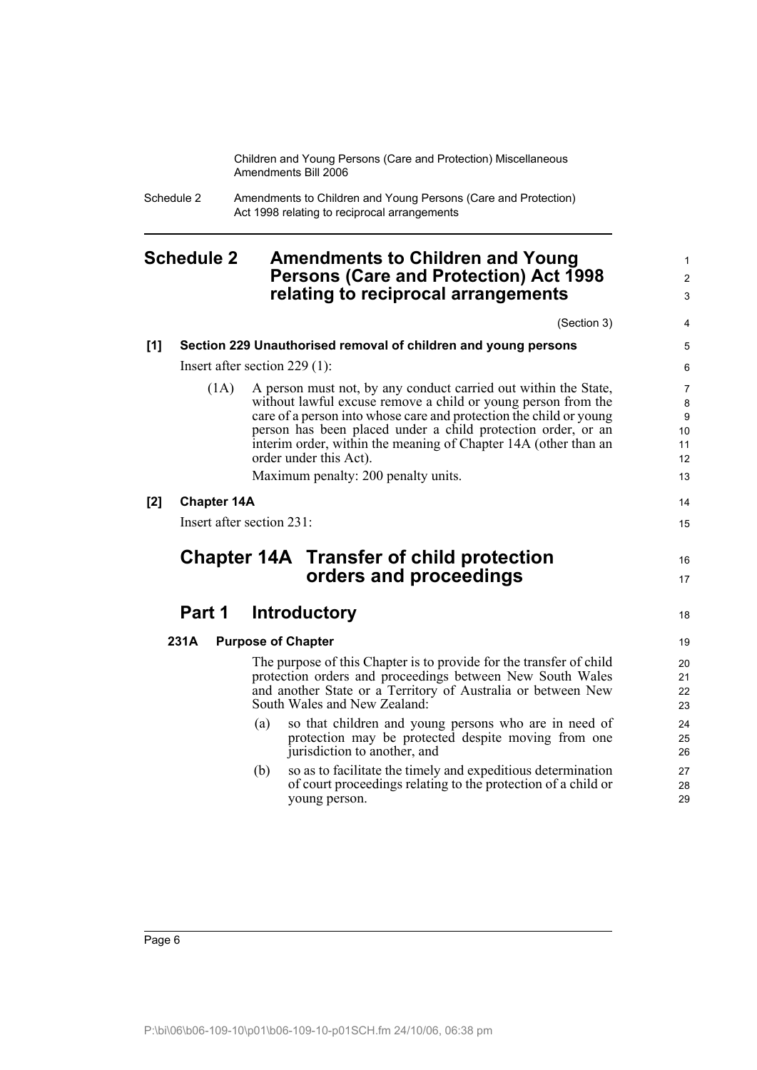# Schedule 2 Amendments to Children and Young Persons (Care and Protection) Act 1998 relating to reciprocal arrangements

(Section 3)

**[1] Section 229 Unauthorised removal of children and young persons**

Insert after section 229 (1):

(1A) A person must not, by any conduct carried out within the State, without lawful excuse remove a child or young person from the care of a person into whose care and protection the child or young person has been placed under a child protection order, or an interim order, within the meaning of Chapter 14A (other than an order under this Act).

Maximum penalty: 200 penalty units.

**[2] Chapter 14A**

Insert after section 231:

## Chapter 14A Transfer of child protection orders and proceedings

### Part 1 Introductory

**231A Purpose of Chapter**

The purpose of this Chapter is to provide for the transfer of child protection orders and proceedings between New South Wales and another State or a Territory of Australia or between New South Wales and New Zealand:

(a) so that children and young persons who are in need of protection may be protected despite moving from one jurisdiction to another, and

(b) so as to facilitate the timely and expeditious determination of court proceedings relating to the protection of a child or young person.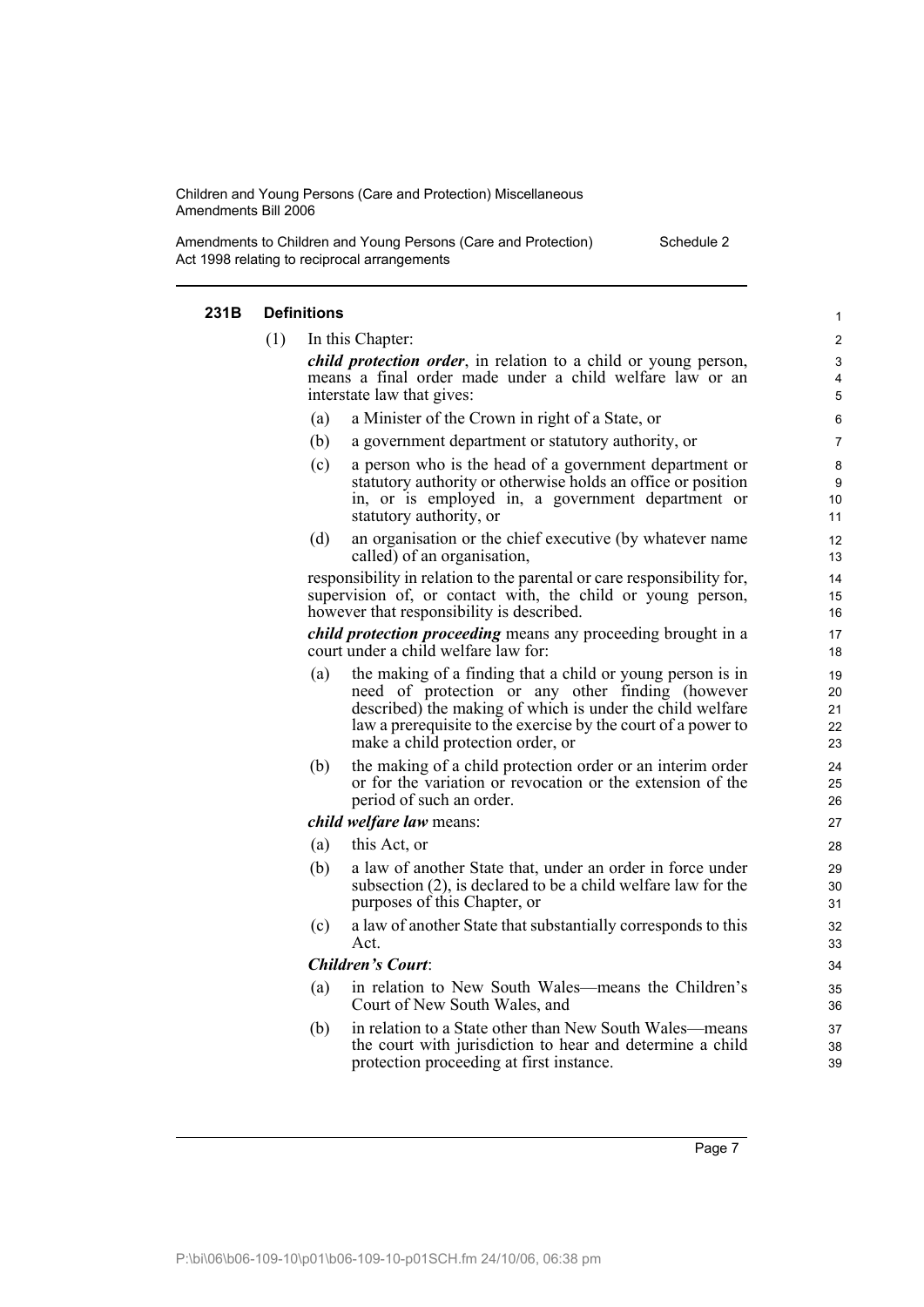#### 231B Definitions

(1) In this Chapter:

***child protection order***, in relation to a child or young person, means a final order made under a child welfare law or an interstate law that gives:

(a) a Minister of the Crown in right of a State, or

(b) a government department or statutory authority, or

(c) a person who is the head of a government department or statutory authority or otherwise holds an office or position in, or is employed in, a government department or statutory authority, or

(d) an organisation or the chief executive (by whatever name called) of an organisation,

responsibility in relation to the parental or care responsibility for, supervision of, or contact with, the child or young person, however that responsibility is described.

***child protection proceeding*** means any proceeding brought in a court under a child welfare law for:

(a) the making of a finding that a child or young person is in need of protection or any other finding (however described) the making of which is under the child welfare law a prerequisite to the exercise by the court of a power to make a child protection order, or

(b) the making of a child protection order or an interim order or for the variation or revocation or the extension of the period of such an order.

***child welfare law*** means:

(a) this Act, or

(b) a law of another State that, under an order in force under subsection (2), is declared to be a child welfare law for the purposes of this Chapter, or

(c) a law of another State that substantially corresponds to this Act.

***Children's Court***:

(a) in relation to New South Wales—means the Children's Court of New South Wales, and

(b) in relation to a State other than New South Wales—means the court with jurisdiction to hear and determine a child protection proceeding at first instance.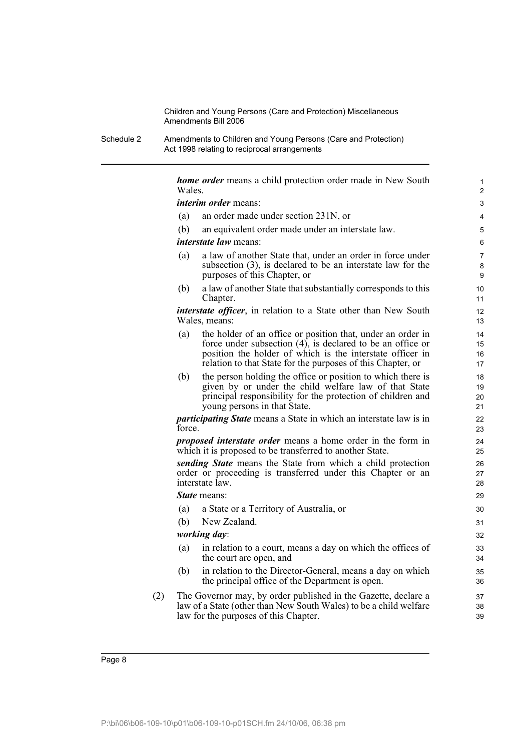***home order*** means a child protection order made in New South Wales.

***interim order*** means:

(a) an order made under section 231N, or

(b) an equivalent order made under an interstate law.

***interstate law*** means:

(a) a law of another State that, under an order in force under subsection (3), is declared to be an interstate law for the purposes of this Chapter, or

(b) a law of another State that substantially corresponds to this Chapter.

***interstate officer***, in relation to a State other than New South Wales, means:

(a) the holder of an office or position that, under an order in force under subsection (4), is declared to be an office or position the holder of which is the interstate officer in relation to that State for the purposes of this Chapter, or

(b) the person holding the office or position to which there is given by or under the child welfare law of that State principal responsibility for the protection of children and young persons in that State.

***participating State*** means a State in which an interstate law is in force.

***proposed interstate order*** means a home order in the form in which it is proposed to be transferred to another State.

***sending State*** means the State from which a child protection order or proceeding is transferred under this Chapter or an interstate law.

***State*** means:

(a) a State or a Territory of Australia, or

(b) New Zealand.

***working day***:

(a) in relation to a court, means a day on which the offices of the court are open, and

(b) in relation to the Director-General, means a day on which the principal office of the Department is open.

(2) The Governor may, by order published in the Gazette, declare a law of a State (other than New South Wales) to be a child welfare law for the purposes of this Chapter.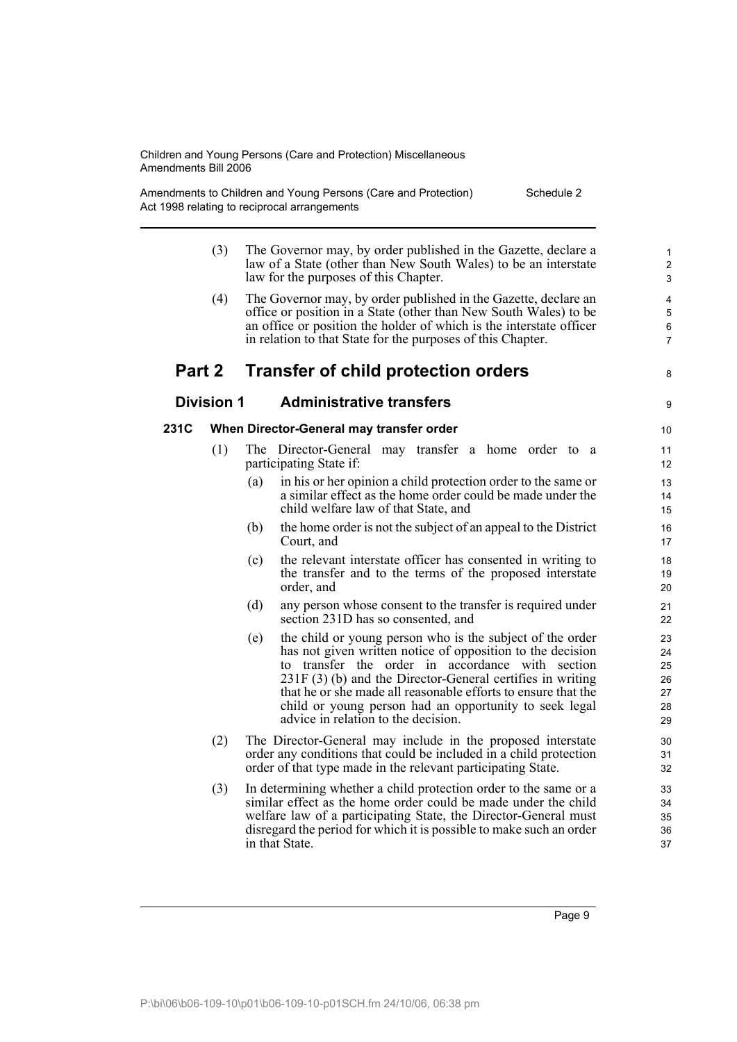(3) The Governor may, by order published in the Gazette, declare a law of a State (other than New South Wales) to be an interstate law for the purposes of this Chapter.

(4) The Governor may, by order published in the Gazette, declare an office or position in a State (other than New South Wales) to be an office or position the holder of which is the interstate officer in relation to that State for the purposes of this Chapter.

## Part 2 Transfer of child protection orders

### Division 1 Administrative transfers

#### 231C When Director-General may transfer order

(1) The Director-General may transfer a home order to a participating State if:

- (a) in his or her opinion a child protection order to the same or a similar effect as the home order could be made under the child welfare law of that State, and
- (b) the home order is not the subject of an appeal to the District Court, and
- (c) the relevant interstate officer has consented in writing to the transfer and to the terms of the proposed interstate order, and
- (d) any person whose consent to the transfer is required under section 231D has so consented, and
- (e) the child or young person who is the subject of the order has not given written notice of opposition to the decision to transfer the order in accordance with section 231F (3) (b) and the Director-General certifies in writing that he or she made all reasonable efforts to ensure that the child or young person had an opportunity to seek legal advice in relation to the decision.

(2) The Director-General may include in the proposed interstate order any conditions that could be included in a child protection order of that type made in the relevant participating State.

(3) In determining whether a child protection order to the same or a similar effect as the home order could be made under the child welfare law of a participating State, the Director-General must disregard the period for which it is possible to make such an order in that State.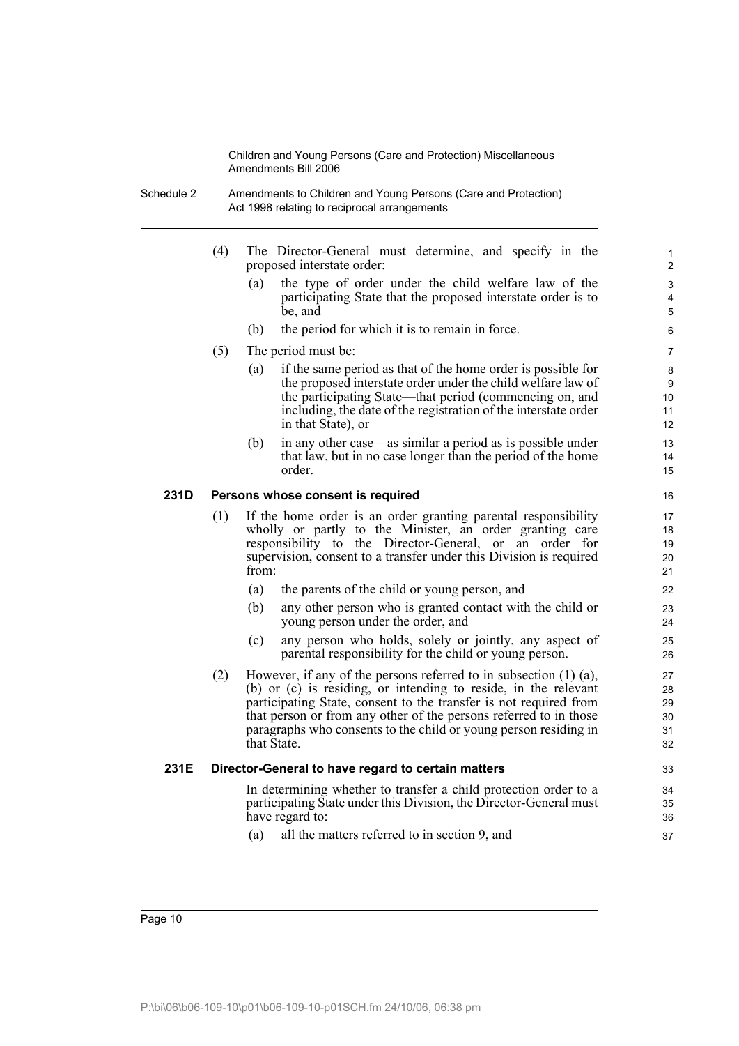(4) The Director-General must determine, and specify in the proposed interstate order:

(a) the type of order under the child welfare law of the participating State that the proposed interstate order is to be, and

(b) the period for which it is to remain in force.

(5) The period must be:

(a) if the same period as that of the home order is possible for the proposed interstate order under the child welfare law of the participating State—that period (commencing on, and including, the date of the registration of the interstate order in that State), or

(b) in any other case—as similar a period as is possible under that law, but in no case longer than the period of the home order.

**231D Persons whose consent is required**

(1) If the home order is an order granting parental responsibility wholly or partly to the Minister, an order granting care responsibility to the Director-General, or an order for supervision, consent to a transfer under this Division is required from:

(a) the parents of the child or young person, and

(b) any other person who is granted contact with the child or young person under the order, and

(c) any person who holds, solely or jointly, any aspect of parental responsibility for the child or young person.

(2) However, if any of the persons referred to in subsection (1) (a), (b) or (c) is residing, or intending to reside, in the relevant participating State, consent to the transfer is not required from that person or from any other of the persons referred to in those paragraphs who consents to the child or young person residing in that State.

**231E Director-General to have regard to certain matters**

In determining whether to transfer a child protection order to a participating State under this Division, the Director-General must have regard to:

(a) all the matters referred to in section 9, and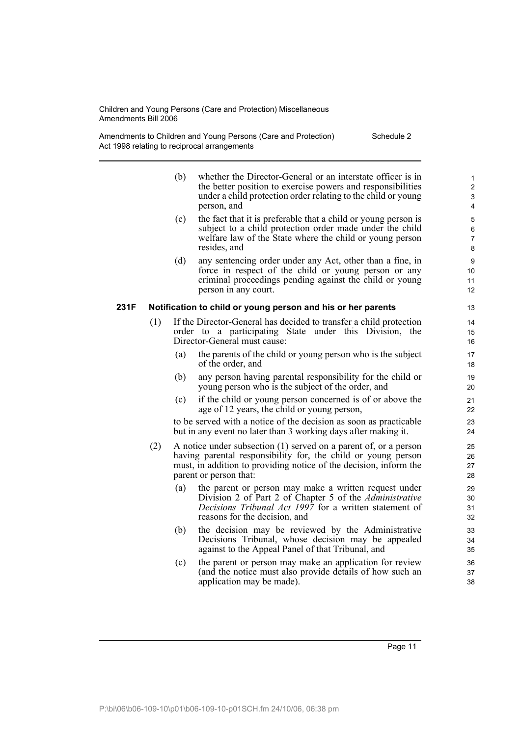(b) whether the Director-General or an interstate officer is in the better position to exercise powers and responsibilities under a child protection order relating to the child or young person, and

(c) the fact that it is preferable that a child or young person is subject to a child protection order made under the child welfare law of the State where the child or young person resides, and

(d) any sentencing order under any Act, other than a fine, in force in respect of the child or young person or any criminal proceedings pending against the child or young person in any court.

### 231F Notification to child or young person and his or her parents

(1) If the Director-General has decided to transfer a child protection order to a participating State under this Division, the Director-General must cause:

(a) the parents of the child or young person who is the subject of the order, and

(b) any person having parental responsibility for the child or young person who is the subject of the order, and

(c) if the child or young person concerned is of or above the age of 12 years, the child or young person,

to be served with a notice of the decision as soon as practicable but in any event no later than 3 working days after making it.

(2) A notice under subsection (1) served on a parent of, or a person having parental responsibility for, the child or young person must, in addition to providing notice of the decision, inform the parent or person that:

(a) the parent or person may make a written request under Division 2 of Part 2 of Chapter 5 of the *Administrative Decisions Tribunal Act 1997* for a written statement of reasons for the decision, and

(b) the decision may be reviewed by the Administrative Decisions Tribunal, whose decision may be appealed against to the Appeal Panel of that Tribunal, and

(c) the parent or person may make an application for review (and the notice must also provide details of how such an application may be made).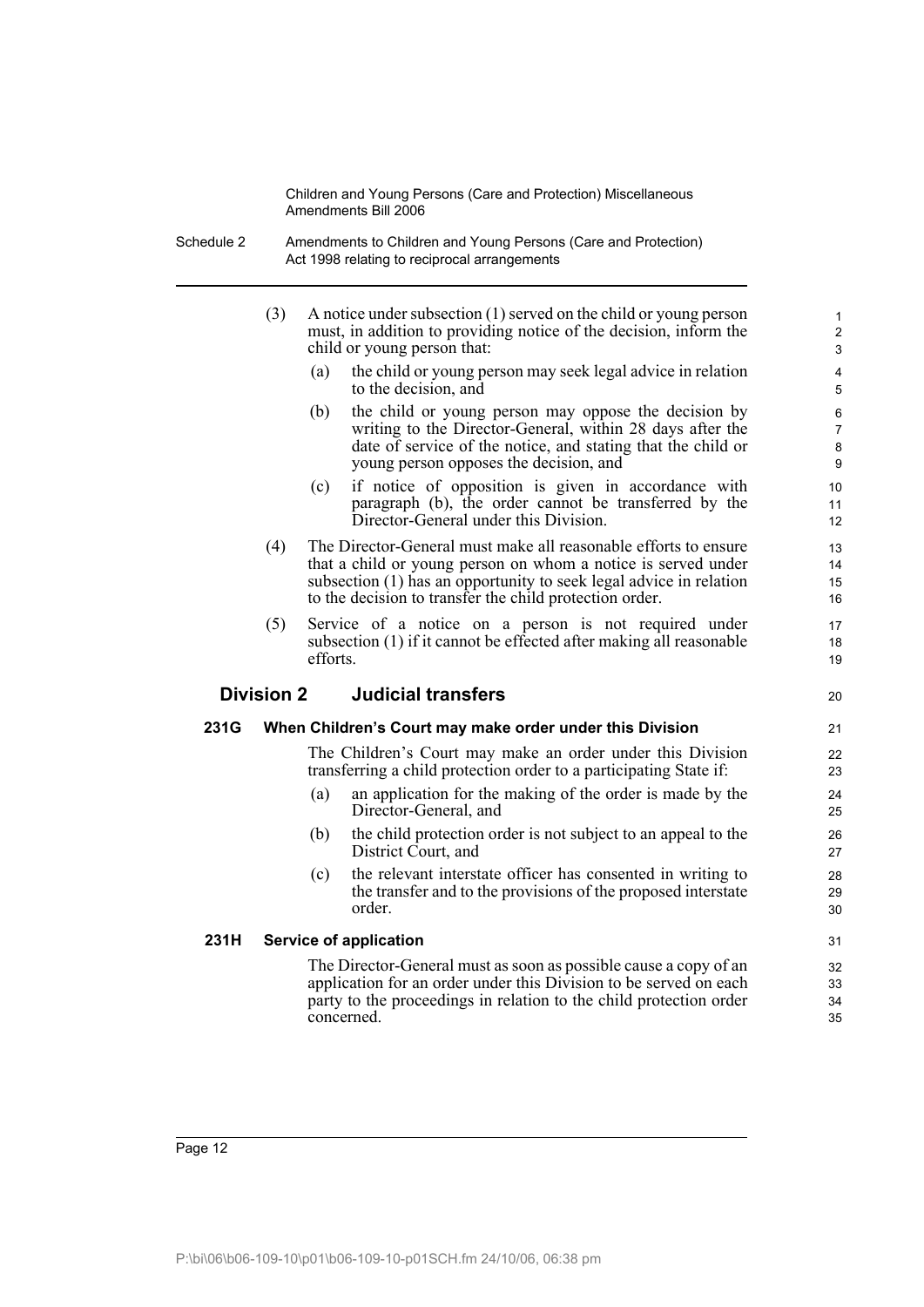(3) A notice under subsection (1) served on the child or young person must, in addition to providing notice of the decision, inform the child or young person that:

(a) the child or young person may seek legal advice in relation to the decision, and

(b) the child or young person may oppose the decision by writing to the Director-General, within 28 days after the date of service of the notice, and stating that the child or young person opposes the decision, and

(c) if notice of opposition is given in accordance with paragraph (b), the order cannot be transferred by the Director-General under this Division.

(4) The Director-General must make all reasonable efforts to ensure that a child or young person on whom a notice is served under subsection (1) has an opportunity to seek legal advice in relation to the decision to transfer the child protection order.

(5) Service of a notice on a person is not required under subsection (1) if it cannot be effected after making all reasonable efforts.

## Division 2 Judicial transfers

### 231G When Children's Court may make order under this Division

The Children's Court may make an order under this Division transferring a child protection order to a participating State if:

(a) an application for the making of the order is made by the Director-General, and

(b) the child protection order is not subject to an appeal to the District Court, and

(c) the relevant interstate officer has consented in writing to the transfer and to the provisions of the proposed interstate order.

### 231H Service of application

The Director-General must as soon as possible cause a copy of an application for an order under this Division to be served on each party to the proceedings in relation to the child protection order concerned.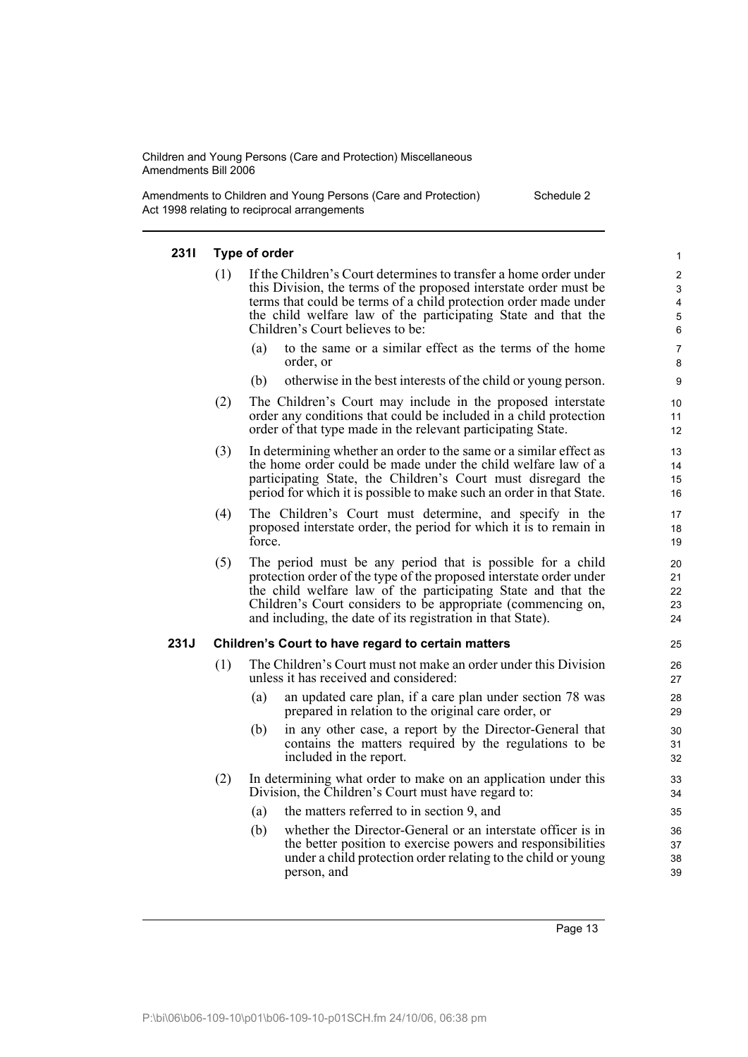#### 231I Type of order

(1) If the Children's Court determines to transfer a home order under this Division, the terms of the proposed interstate order must be terms that could be terms of a child protection order made under the child welfare law of the participating State and that the Children's Court believes to be:

- (a) to the same or a similar effect as the terms of the home order, or
- (b) otherwise in the best interests of the child or young person.

(2) The Children's Court may include in the proposed interstate order any conditions that could be included in a child protection order of that type made in the relevant participating State.

(3) In determining whether an order to the same or a similar effect as the home order could be made under the child welfare law of a participating State, the Children's Court must disregard the period for which it is possible to make such an order in that State.

(4) The Children's Court must determine, and specify in the proposed interstate order, the period for which it is to remain in force.

(5) The period must be any period that is possible for a child protection order of the type of the proposed interstate order under the child welfare law of the participating State and that the Children's Court considers to be appropriate (commencing on, and including, the date of its registration in that State).

#### 231J Children's Court to have regard to certain matters

(1) The Children's Court must not make an order under this Division unless it has received and considered:

- (a) an updated care plan, if a care plan under section 78 was prepared in relation to the original care order, or
- (b) in any other case, a report by the Director-General that contains the matters required by the regulations to be included in the report.

(2) In determining what order to make on an application under this Division, the Children's Court must have regard to:

- (a) the matters referred to in section 9, and
- (b) whether the Director-General or an interstate officer is in the better position to exercise powers and responsibilities under a child protection order relating to the child or young person, and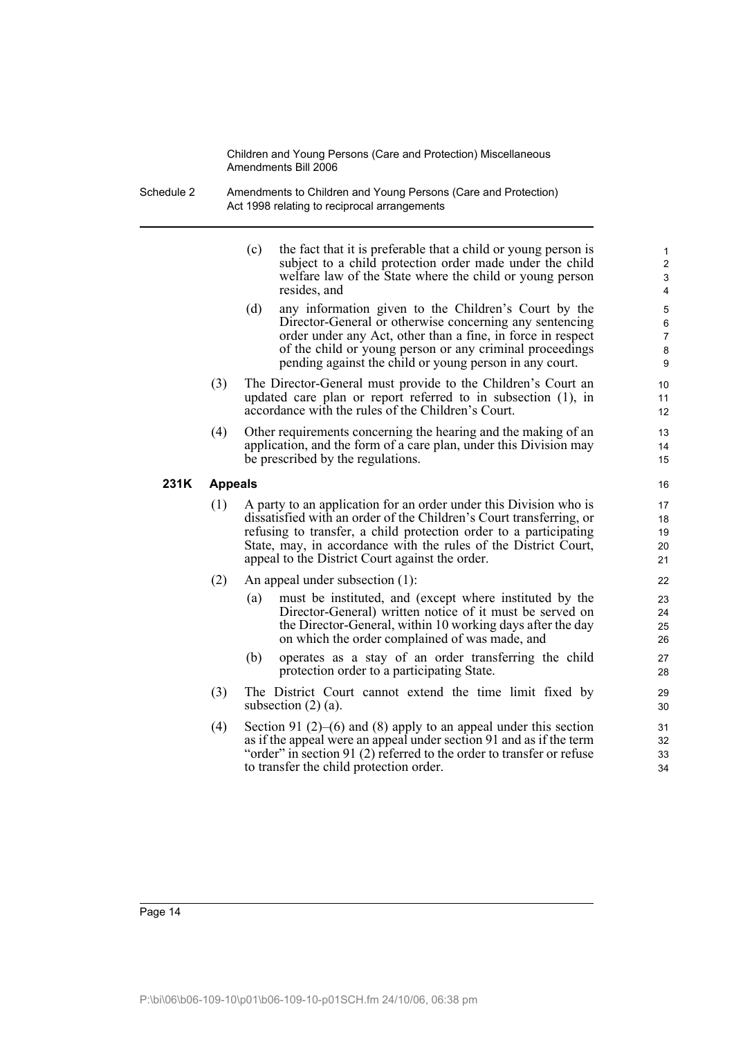(c) the fact that it is preferable that a child or young person is subject to a child protection order made under the child welfare law of the State where the child or young person resides, and

(d) any information given to the Children's Court by the Director-General or otherwise concerning any sentencing order under any Act, other than a fine, in force in respect of the child or young person or any criminal proceedings pending against the child or young person in any court.

(3) The Director-General must provide to the Children's Court an updated care plan or report referred to in subsection (1), in accordance with the rules of the Children's Court.

(4) Other requirements concerning the hearing and the making of an application, and the form of a care plan, under this Division may be prescribed by the regulations.

**231K Appeals**

(1) A party to an application for an order under this Division who is dissatisfied with an order of the Children's Court transferring, or refusing to transfer, a child protection order to a participating State, may, in accordance with the rules of the District Court, appeal to the District Court against the order.

(2) An appeal under subsection (1):

(a) must be instituted, and (except where instituted by the Director-General) written notice of it must be served on the Director-General, within 10 working days after the day on which the order complained of was made, and

(b) operates as a stay of an order transferring the child protection order to a participating State.

(3) The District Court cannot extend the time limit fixed by subsection (2) (a).

(4) Section 91 (2)–(6) and (8) apply to an appeal under this section as if the appeal were an appeal under section 91 and as if the term "order" in section 91 (2) referred to the order to transfer or refuse to transfer the child protection order.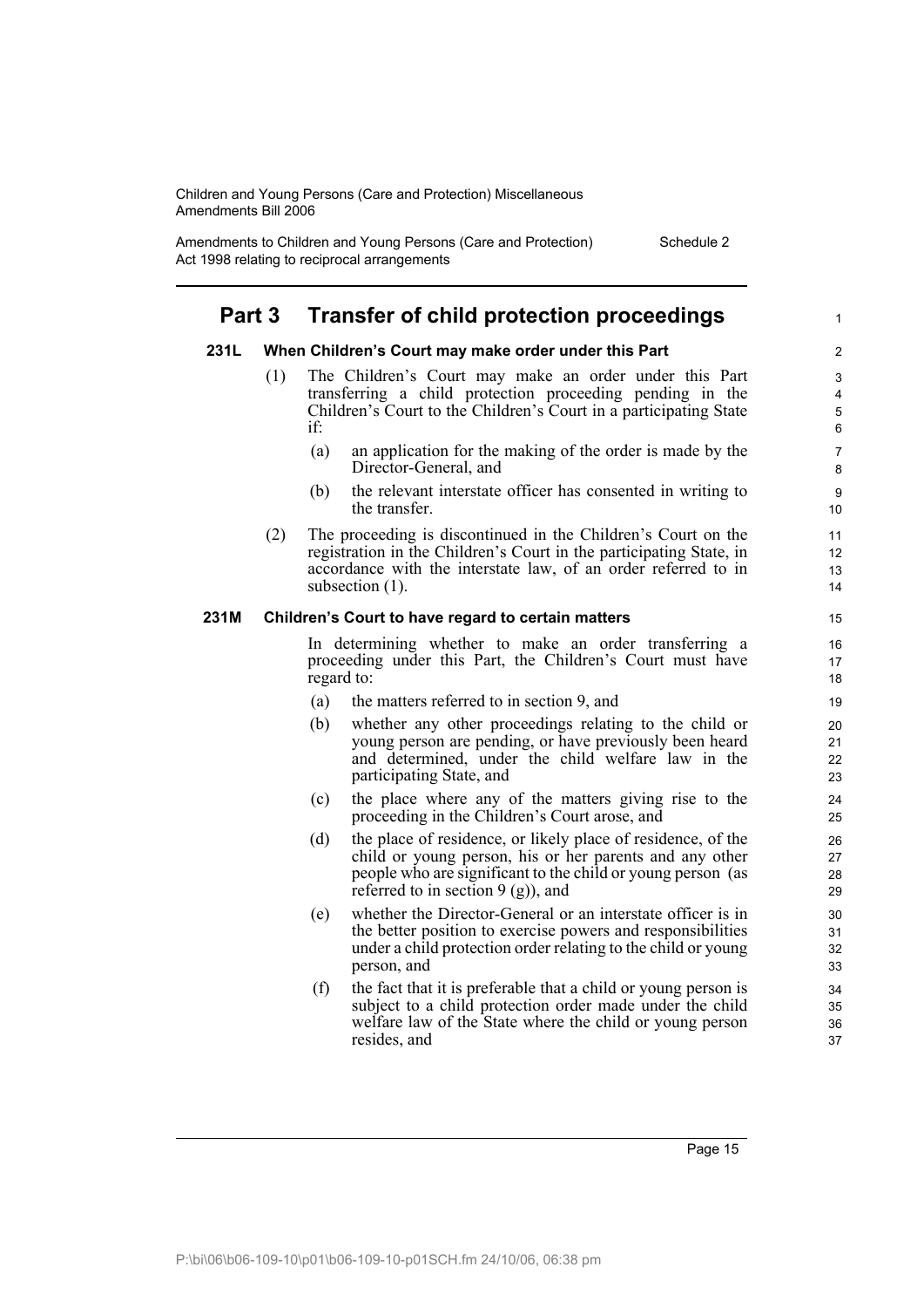## Part 3 Transfer of child protection proceedings

### 231L When Children's Court may make order under this Part

(1) The Children's Court may make an order under this Part transferring a child protection proceeding pending in the Children's Court to the Children's Court in a participating State if:

- (a) an application for the making of the order is made by the Director-General, and
- (b) the relevant interstate officer has consented in writing to the transfer.

(2) The proceeding is discontinued in the Children's Court on the registration in the Children's Court in the participating State, in accordance with the interstate law, of an order referred to in subsection (1).

### 231M Children's Court to have regard to certain matters

In determining whether to make an order transferring a proceeding under this Part, the Children's Court must have regard to:

- (a) the matters referred to in section 9, and
- (b) whether any other proceedings relating to the child or young person are pending, or have previously been heard and determined, under the child welfare law in the participating State, and
- (c) the place where any of the matters giving rise to the proceeding in the Children's Court arose, and
- (d) the place of residence, or likely place of residence, of the child or young person, his or her parents and any other people who are significant to the child or young person (as referred to in section 9 (g)), and
- (e) whether the Director-General or an interstate officer is in the better position to exercise powers and responsibilities under a child protection order relating to the child or young person, and
- (f) the fact that it is preferable that a child or young person is subject to a child protection order made under the child welfare law of the State where the child or young person resides, and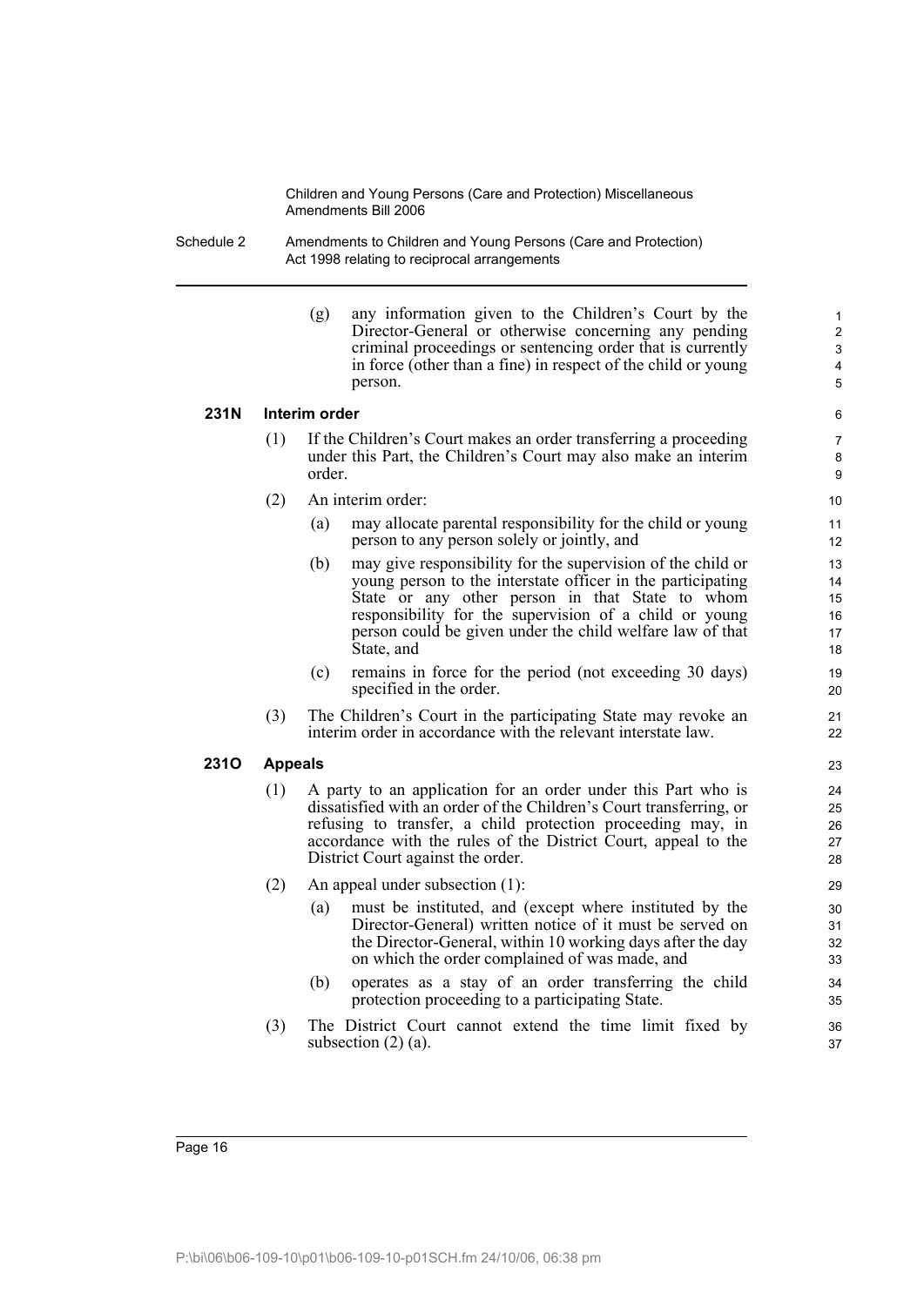(g) any information given to the Children's Court by the Director-General or otherwise concerning any pending criminal proceedings or sentencing order that is currently in force (other than a fine) in respect of the child or young person.

### 231N Interim order

(1) If the Children's Court makes an order transferring a proceeding under this Part, the Children's Court may also make an interim order.

(2) An interim order:

(a) may allocate parental responsibility for the child or young person to any person solely or jointly, and

(b) may give responsibility for the supervision of the child or young person to the interstate officer in the participating State or any other person in that State to whom responsibility for the supervision of a child or young person could be given under the child welfare law of that State, and

(c) remains in force for the period (not exceeding 30 days) specified in the order.

(3) The Children's Court in the participating State may revoke an interim order in accordance with the relevant interstate law.

### 231O Appeals

(1) A party to an application for an order under this Part who is dissatisfied with an order of the Children's Court transferring, or refusing to transfer, a child protection proceeding may, in accordance with the rules of the District Court, appeal to the District Court against the order.

(2) An appeal under subsection (1):

(a) must be instituted, and (except where instituted by the Director-General) written notice of it must be served on the Director-General, within 10 working days after the day on which the order complained of was made, and

(b) operates as a stay of an order transferring the child protection proceeding to a participating State.

(3) The District Court cannot extend the time limit fixed by subsection (2) (a).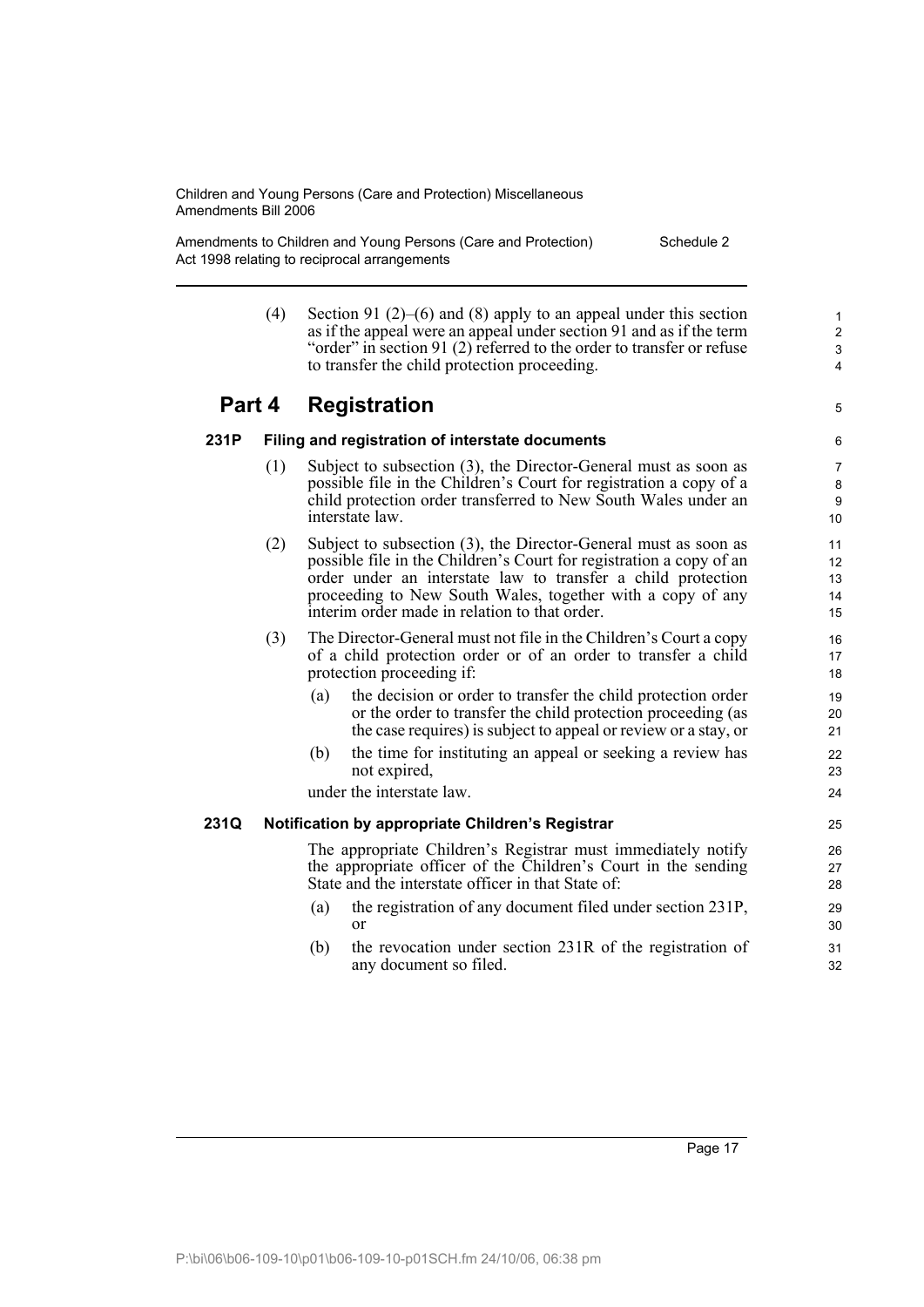(4) Section 91 (2)–(6) and (8) apply to an appeal under this section as if the appeal were an appeal under section 91 and as if the term "order" in section 91 (2) referred to the order to transfer or refuse to transfer the child protection proceeding.

## Part 4 Registration

### 231P Filing and registration of interstate documents

(1) Subject to subsection (3), the Director-General must as soon as possible file in the Children's Court for registration a copy of a child protection order transferred to New South Wales under an interstate law.

(2) Subject to subsection (3), the Director-General must as soon as possible file in the Children's Court for registration a copy of an order under an interstate law to transfer a child protection proceeding to New South Wales, together with a copy of any interim order made in relation to that order.

(3) The Director-General must not file in the Children's Court a copy of a child protection order or of an order to transfer a child protection proceeding if:

- (a) the decision or order to transfer the child protection order or the order to transfer the child protection proceeding (as the case requires) is subject to appeal or review or a stay, or
- (b) the time for instituting an appeal or seeking a review has not expired,

under the interstate law.

### 231Q Notification by appropriate Children's Registrar

The appropriate Children's Registrar must immediately notify the appropriate officer of the Children's Court in the sending State and the interstate officer in that State of:

- (a) the registration of any document filed under section 231P, or
- (b) the revocation under section 231R of the registration of any document so filed.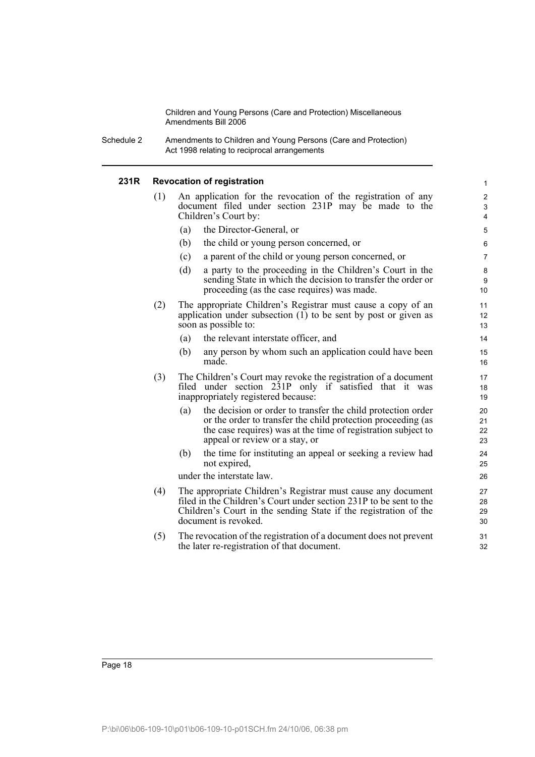#### 231R Revocation of registration

(1) An application for the revocation of the registration of any document filed under section 231P may be made to the Children's Court by:

- (a) the Director-General, or
- (b) the child or young person concerned, or
- (c) a parent of the child or young person concerned, or
- (d) a party to the proceeding in the Children's Court in the sending State in which the decision to transfer the order or proceeding (as the case requires) was made.

(2) The appropriate Children's Registrar must cause a copy of an application under subsection (1) to be sent by post or given as soon as possible to:

- (a) the relevant interstate officer, and
- (b) any person by whom such an application could have been made.

(3) The Children's Court may revoke the registration of a document filed under section 231P only if satisfied that it was inappropriately registered because:

- (a) the decision or order to transfer the child protection order or the order to transfer the child protection proceeding (as the case requires) was at the time of registration subject to appeal or review or a stay, or
- (b) the time for instituting an appeal or seeking a review had not expired,

under the interstate law.

(4) The appropriate Children's Registrar must cause any document filed in the Children's Court under section 231P to be sent to the Children's Court in the sending State if the registration of the document is revoked.

(5) The revocation of the registration of a document does not prevent the later re-registration of that document.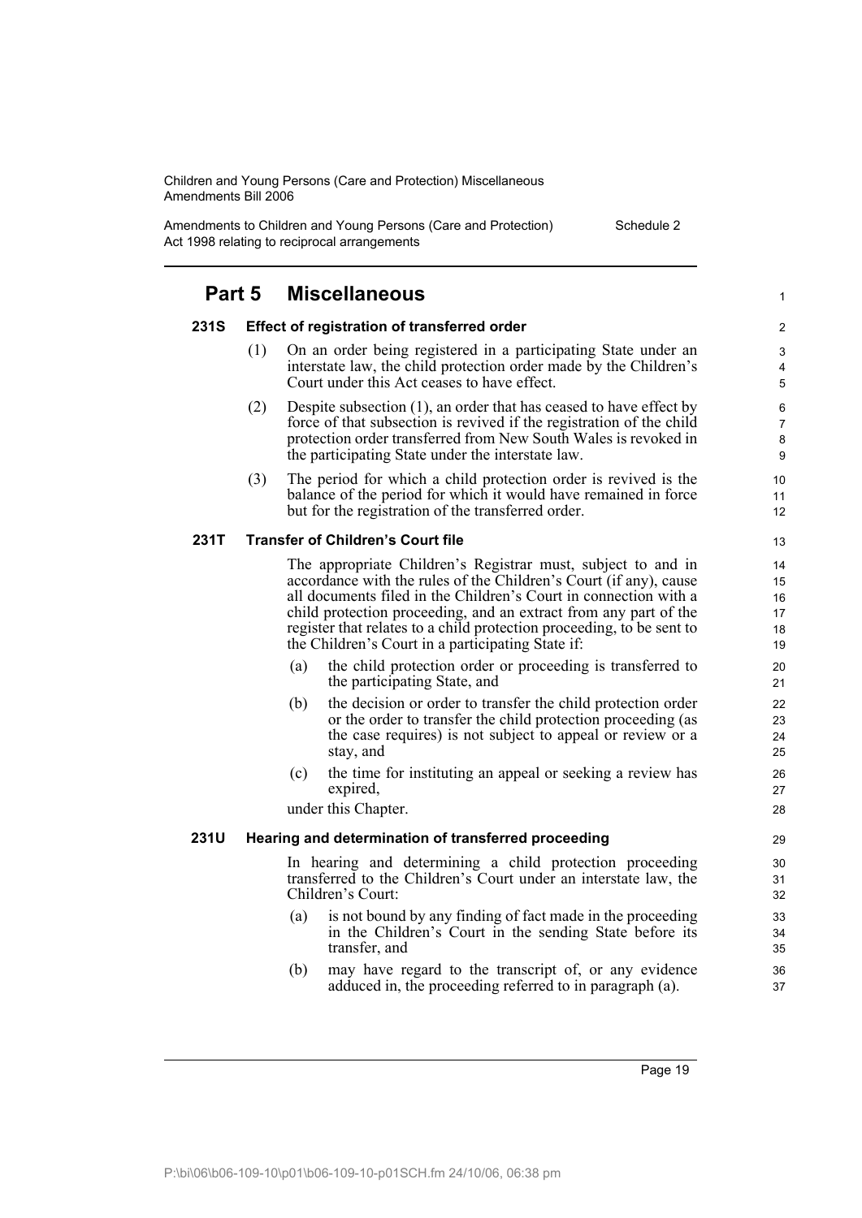## Part 5 Miscellaneous

### 231S Effect of registration of transferred order

(1) On an order being registered in a participating State under an interstate law, the child protection order made by the Children's Court under this Act ceases to have effect.

(2) Despite subsection (1), an order that has ceased to have effect by force of that subsection is revived if the registration of the child protection order transferred from New South Wales is revoked in the participating State under the interstate law.

(3) The period for which a child protection order is revived is the balance of the period for which it would have remained in force but for the registration of the transferred order.

### 231T Transfer of Children's Court file

The appropriate Children's Registrar must, subject to and in accordance with the rules of the Children's Court (if any), cause all documents filed in the Children's Court in connection with a child protection proceeding, and an extract from any part of the register that relates to a child protection proceeding, to be sent to the Children's Court in a participating State if:

(a) the child protection order or proceeding is transferred to the participating State, and

(b) the decision or order to transfer the child protection order or the order to transfer the child protection proceeding (as the case requires) is not subject to appeal or review or a stay, and

(c) the time for instituting an appeal or seeking a review has expired,

under this Chapter.

### 231U Hearing and determination of transferred proceeding

In hearing and determining a child protection proceeding transferred to the Children's Court under an interstate law, the Children's Court:

(a) is not bound by any finding of fact made in the proceeding in the Children's Court in the sending State before its transfer, and

(b) may have regard to the transcript of, or any evidence adduced in, the proceeding referred to in paragraph (a).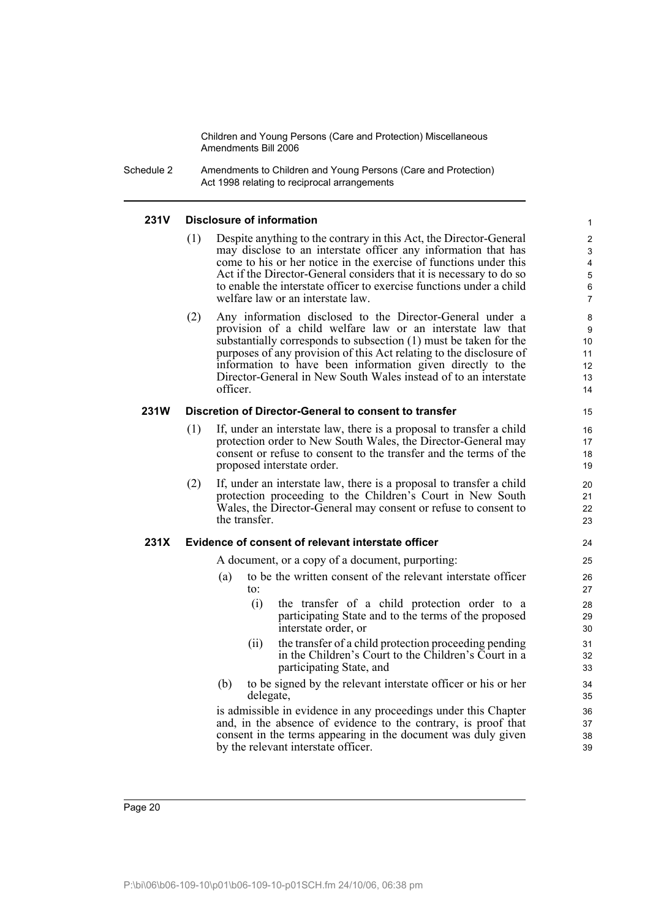#### 231V Disclosure of information

(1) Despite anything to the contrary in this Act, the Director-General may disclose to an interstate officer any information that has come to his or her notice in the exercise of functions under this Act if the Director-General considers that it is necessary to do so to enable the interstate officer to exercise functions under a child welfare law or an interstate law.

(2) Any information disclosed to the Director-General under a provision of a child welfare law or an interstate law that substantially corresponds to subsection (1) must be taken for the purposes of any provision of this Act relating to the disclosure of information to have been information given directly to the Director-General in New South Wales instead of to an interstate officer.

#### 231W Discretion of Director-General to consent to transfer

(1) If, under an interstate law, there is a proposal to transfer a child protection order to New South Wales, the Director-General may consent or refuse to consent to the transfer and the terms of the proposed interstate order.

(2) If, under an interstate law, there is a proposal to transfer a child protection proceeding to the Children's Court in New South Wales, the Director-General may consent or refuse to consent to the transfer.

#### 231X Evidence of consent of relevant interstate officer

A document, or a copy of a document, purporting:

(a) to be the written consent of the relevant interstate officer to:

   (i) the transfer of a child protection order to a participating State and to the terms of the proposed interstate order, or

   (ii) the transfer of a child protection proceeding pending in the Children's Court to the Children's Court in a participating State, and

(b) to be signed by the relevant interstate officer or his or her delegate,

is admissible in evidence in any proceedings under this Chapter and, in the absence of evidence to the contrary, is proof that consent in the terms appearing in the document was duly given by the relevant interstate officer.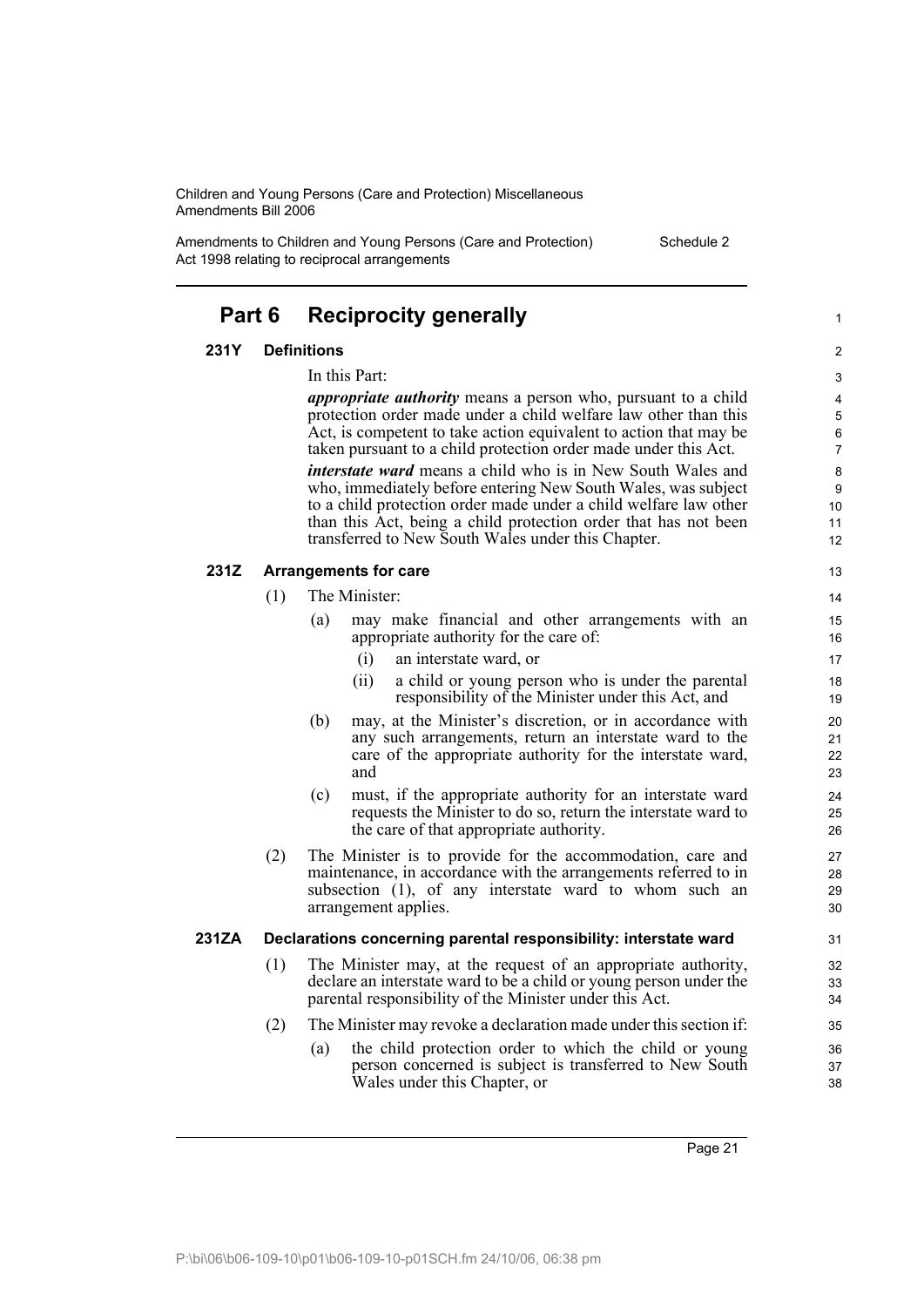## Part 6 Reciprocity generally

### 231Y Definitions

In this Part:

***appropriate authority*** means a person who, pursuant to a child protection order made under a child welfare law other than this Act, is competent to take action equivalent to action that may be taken pursuant to a child protection order made under this Act.

***interstate ward*** means a child who is in New South Wales and who, immediately before entering New South Wales, was subject to a child protection order made under a child welfare law other than this Act, being a child protection order that has not been transferred to New South Wales under this Chapter.

### 231Z Arrangements for care

(1) The Minister:

- (a) may make financial and other arrangements with an appropriate authority for the care of:
  - (i) an interstate ward, or
  - (ii) a child or young person who is under the parental responsibility of the Minister under this Act, and
- (b) may, at the Minister's discretion, or in accordance with any such arrangements, return an interstate ward to the care of the appropriate authority for the interstate ward, and
- (c) must, if the appropriate authority for an interstate ward requests the Minister to do so, return the interstate ward to the care of that appropriate authority.

(2) The Minister is to provide for the accommodation, care and maintenance, in accordance with the arrangements referred to in subsection (1), of any interstate ward to whom such an arrangement applies.

### 231ZA Declarations concerning parental responsibility: interstate ward

(1) The Minister may, at the request of an appropriate authority, declare an interstate ward to be a child or young person under the parental responsibility of the Minister under this Act.

(2) The Minister may revoke a declaration made under this section if:

- (a) the child protection order to which the child or young person concerned is subject is transferred to New South Wales under this Chapter, or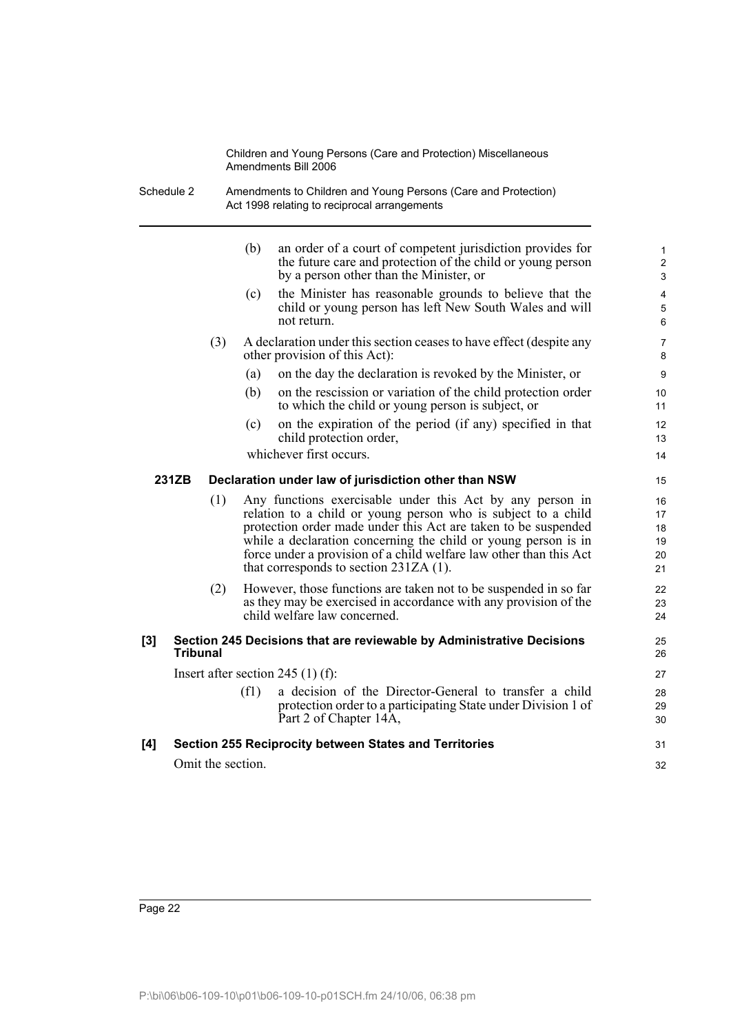(b) an order of a court of competent jurisdiction provides for the future care and protection of the child or young person by a person other than the Minister, or

(c) the Minister has reasonable grounds to believe that the child or young person has left New South Wales and will not return.

(3) A declaration under this section ceases to have effect (despite any other provision of this Act):

(a) on the day the declaration is revoked by the Minister, or

(b) on the rescission or variation of the child protection order to which the child or young person is subject, or

(c) on the expiration of the period (if any) specified in that child protection order,

whichever first occurs.

**231ZB Declaration under law of jurisdiction other than NSW**

(1) Any functions exercisable under this Act by any person in relation to a child or young person who is subject to a child protection order made under this Act are taken to be suspended while a declaration concerning the child or young person is in force under a provision of a child welfare law other than this Act that corresponds to section 231ZA (1).

(2) However, those functions are taken not to be suspended in so far as they may be exercised in accordance with any provision of the child welfare law concerned.

**[3] Section 245 Decisions that are reviewable by Administrative Decisions Tribunal**

Insert after section 245 (1) (f):

(f1) a decision of the Director-General to transfer a child protection order to a participating State under Division 1 of Part 2 of Chapter 14A,

**[4] Section 255 Reciprocity between States and Territories**

Omit the section.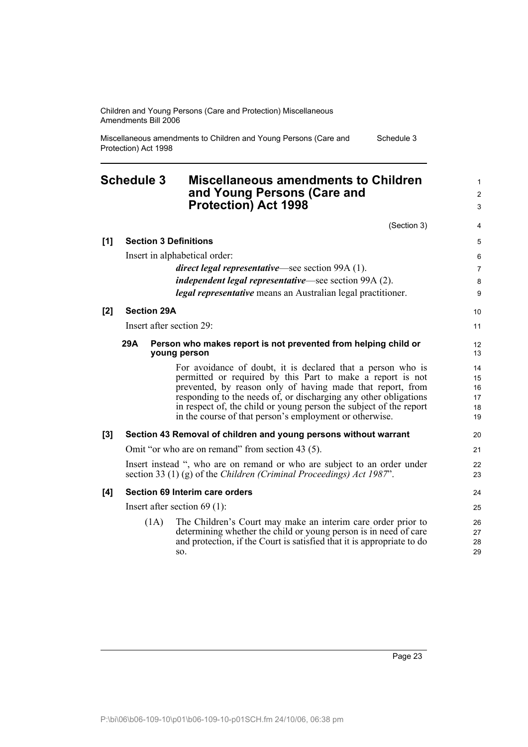## Schedule 3 Miscellaneous amendments to Children and Young Persons (Care and Protection) Act 1998

(Section 3)

**[1] Section 3 Definitions**

Insert in alphabetical order:

> ***direct legal representative***—see section 99A (1).
>
> ***independent legal representative***—see section 99A (2).
>
> ***legal representative*** means an Australian legal practitioner.

**[2] Section 29A**

Insert after section 29:

**29A Person who makes report is not prevented from helping child or young person**

For avoidance of doubt, it is declared that a person who is permitted or required by this Part to make a report is not prevented, by reason only of having made that report, from responding to the needs of, or discharging any other obligations in respect of, the child or young person the subject of the report in the course of that person's employment or otherwise.

**[3] Section 43 Removal of children and young persons without warrant**

Omit "or who are on remand" from section 43 (5).

Insert instead ", who are on remand or who are subject to an order under section 33 (1) (g) of the *Children (Criminal Proceedings) Act 1987*".

**[4] Section 69 Interim care orders**

Insert after section 69 (1):

(1A) The Children's Court may make an interim care order prior to determining whether the child or young person is in need of care and protection, if the Court is satisfied that it is appropriate to do so.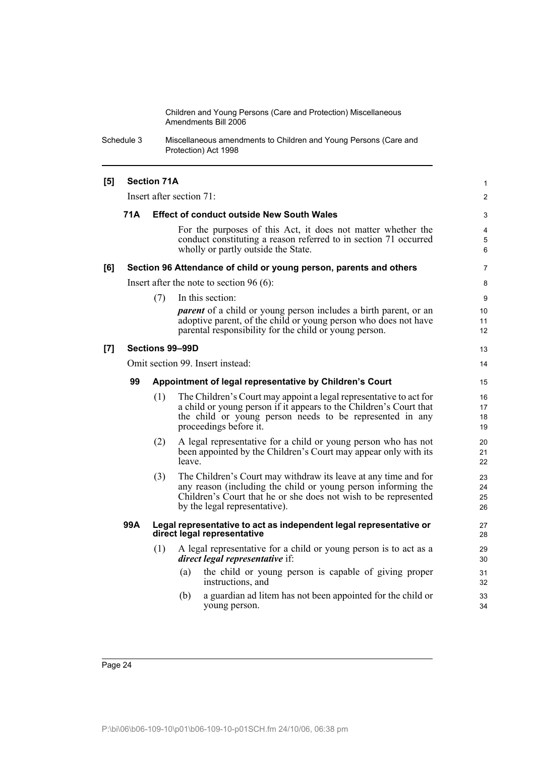**[5] Section 71A**

Insert after section 71:

**71A Effect of conduct outside New South Wales**

For the purposes of this Act, it does not matter whether the conduct constituting a reason referred to in section 71 occurred wholly or partly outside the State.

**[6] Section 96 Attendance of child or young person, parents and others**

Insert after the note to section 96 (6):

(7) In this section:

***parent*** of a child or young person includes a birth parent, or an adoptive parent, of the child or young person who does not have parental responsibility for the child or young person.

**[7] Sections 99–99D**

Omit section 99. Insert instead:

**99 Appointment of legal representative by Children's Court**

(1) The Children's Court may appoint a legal representative to act for a child or young person if it appears to the Children's Court that the child or young person needs to be represented in any proceedings before it.

(2) A legal representative for a child or young person who has not been appointed by the Children's Court may appear only with its leave.

(3) The Children's Court may withdraw its leave at any time and for any reason (including the child or young person informing the Children's Court that he or she does not wish to be represented by the legal representative).

**99A Legal representative to act as independent legal representative or direct legal representative**

(1) A legal representative for a child or young person is to act as a ***direct legal representative*** if:

(a) the child or young person is capable of giving proper instructions, and

(b) a guardian ad litem has not been appointed for the child or young person.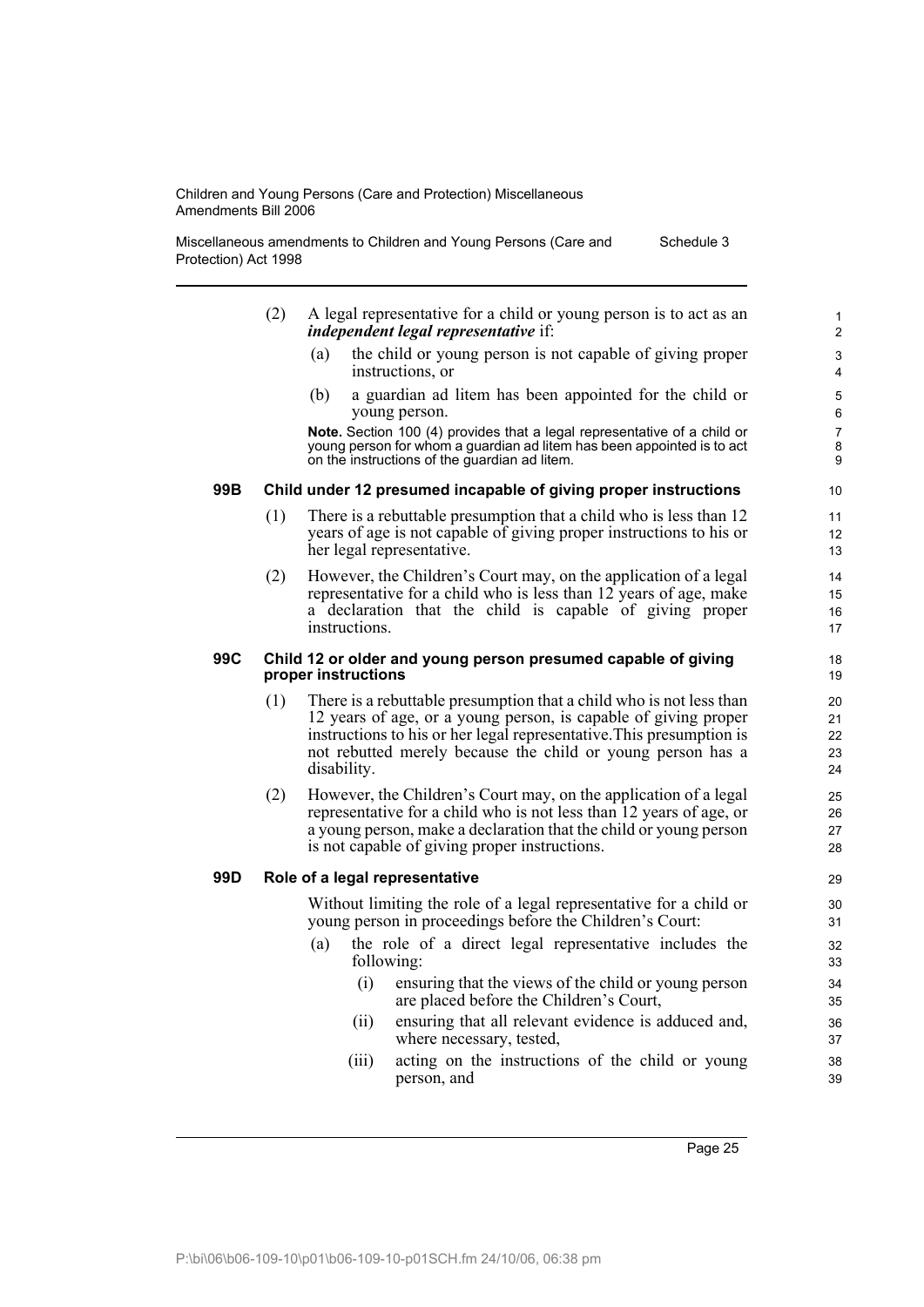(2) A legal representative for a child or young person is to act as an ***independent legal representative*** if:

(a) the child or young person is not capable of giving proper instructions, or

(b) a guardian ad litem has been appointed for the child or young person.

**Note.** Section 100 (4) provides that a legal representative of a child or young person for whom a guardian ad litem has been appointed is to act on the instructions of the guardian ad litem.

### 99B Child under 12 presumed incapable of giving proper instructions

(1) There is a rebuttable presumption that a child who is less than 12 years of age is not capable of giving proper instructions to his or her legal representative.

(2) However, the Children's Court may, on the application of a legal representative for a child who is less than 12 years of age, make a declaration that the child is capable of giving proper instructions.

### 99C Child 12 or older and young person presumed capable of giving proper instructions

(1) There is a rebuttable presumption that a child who is not less than 12 years of age, or a young person, is capable of giving proper instructions to his or her legal representative.This presumption is not rebutted merely because the child or young person has a disability.

(2) However, the Children's Court may, on the application of a legal representative for a child who is not less than 12 years of age, or a young person, make a declaration that the child or young person is not capable of giving proper instructions.

### 99D Role of a legal representative

Without limiting the role of a legal representative for a child or young person in proceedings before the Children's Court:

(a) the role of a direct legal representative includes the following:

(i) ensuring that the views of the child or young person are placed before the Children's Court,

(ii) ensuring that all relevant evidence is adduced and, where necessary, tested,

(iii) acting on the instructions of the child or young person, and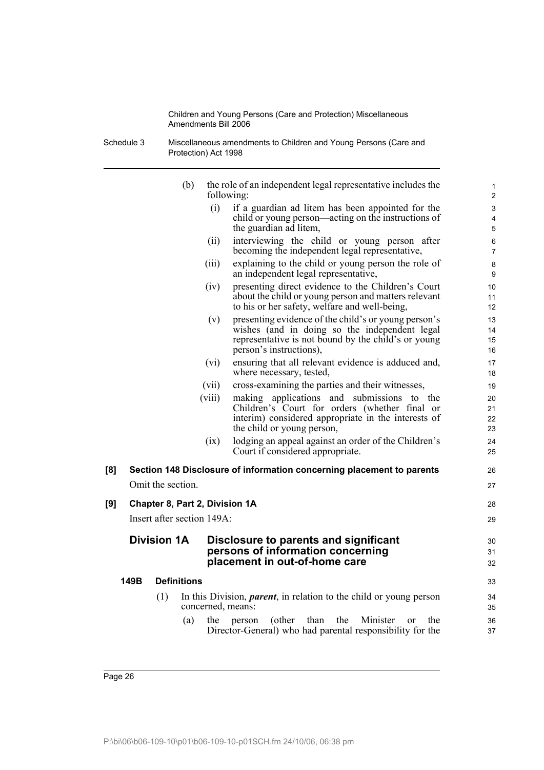(b) the role of an independent legal representative includes the following:

(i) if a guardian ad litem has been appointed for the child or young person—acting on the instructions of the guardian ad litem,

(ii) interviewing the child or young person after becoming the independent legal representative,

(iii) explaining to the child or young person the role of an independent legal representative,

(iv) presenting direct evidence to the Children's Court about the child or young person and matters relevant to his or her safety, welfare and well-being,

(v) presenting evidence of the child's or young person's wishes (and in doing so the independent legal representative is not bound by the child's or young person's instructions),

(vi) ensuring that all relevant evidence is adduced and, where necessary, tested,

(vii) cross-examining the parties and their witnesses,

(viii) making applications and submissions to the Children's Court for orders (whether final or interim) considered appropriate in the interests of the child or young person,

(ix) lodging an appeal against an order of the Children's Court if considered appropriate.

**[8] Section 148 Disclosure of information concerning placement to parents**

Omit the section.

**[9] Chapter 8, Part 2, Division 1A**

Insert after section 149A:

## Division 1A Disclosure to parents and significant persons of information concerning placement in out-of-home care

### 149B Definitions

(1) In this Division, ***parent***, in relation to the child or young person concerned, means:

(a) the person (other than the Minister or the Director-General) who had parental responsibility for the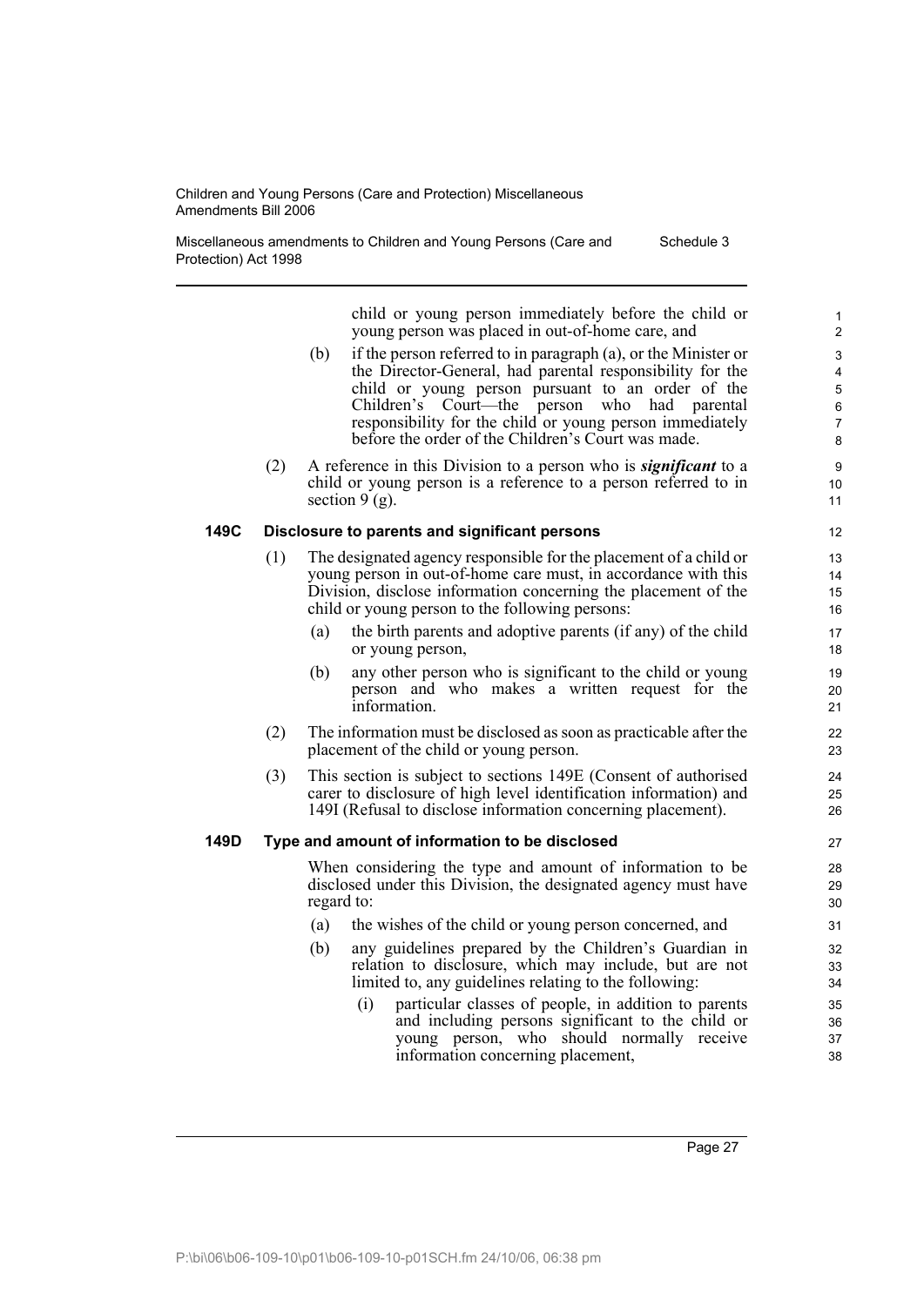child or young person immediately before the child or young person was placed in out-of-home care, and

(b) if the person referred to in paragraph (a), or the Minister or the Director-General, had parental responsibility for the child or young person pursuant to an order of the Children's Court—the person who had parental responsibility for the child or young person immediately before the order of the Children's Court was made.

(2) A reference in this Division to a person who is ***significant*** to a child or young person is a reference to a person referred to in section 9 (g).

**149C Disclosure to parents and significant persons**

(1) The designated agency responsible for the placement of a child or young person in out-of-home care must, in accordance with this Division, disclose information concerning the placement of the child or young person to the following persons:

(a) the birth parents and adoptive parents (if any) of the child or young person,

(b) any other person who is significant to the child or young person and who makes a written request for the information.

(2) The information must be disclosed as soon as practicable after the placement of the child or young person.

(3) This section is subject to sections 149E (Consent of authorised carer to disclosure of high level identification information) and 149I (Refusal to disclose information concerning placement).

**149D Type and amount of information to be disclosed**

When considering the type and amount of information to be disclosed under this Division, the designated agency must have regard to:

(a) the wishes of the child or young person concerned, and

(b) any guidelines prepared by the Children's Guardian in relation to disclosure, which may include, but are not limited to, any guidelines relating to the following:

(i) particular classes of people, in addition to parents and including persons significant to the child or young person, who should normally receive information concerning placement,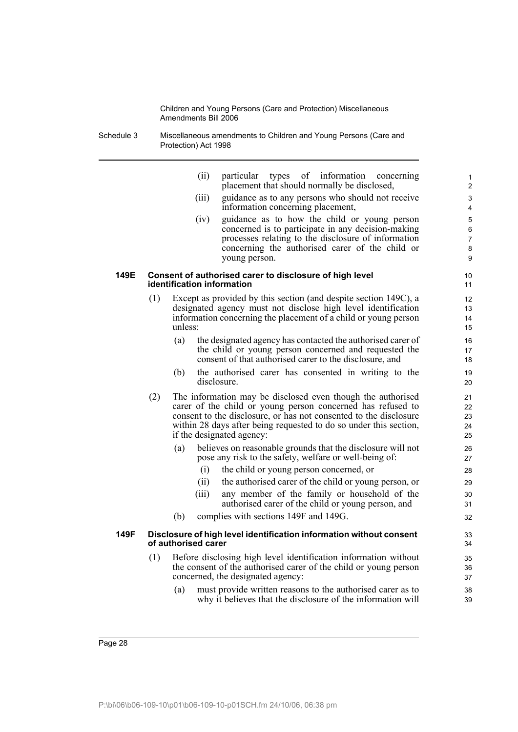(ii) particular types of information concerning placement that should normally be disclosed,

(iii) guidance as to any persons who should not receive information concerning placement,

(iv) guidance as to how the child or young person concerned is to participate in any decision-making processes relating to the disclosure of information concerning the authorised carer of the child or young person.

**149E Consent of authorised carer to disclosure of high level identification information**

(1) Except as provided by this section (and despite section 149C), a designated agency must not disclose high level identification information concerning the placement of a child or young person unless:

(a) the designated agency has contacted the authorised carer of the child or young person concerned and requested the consent of that authorised carer to the disclosure, and

(b) the authorised carer has consented in writing to the disclosure.

(2) The information may be disclosed even though the authorised carer of the child or young person concerned has refused to consent to the disclosure, or has not consented to the disclosure within 28 days after being requested to do so under this section, if the designated agency:

(a) believes on reasonable grounds that the disclosure will not pose any risk to the safety, welfare or well-being of:

(i) the child or young person concerned, or

(ii) the authorised carer of the child or young person, or

(iii) any member of the family or household of the authorised carer of the child or young person, and

(b) complies with sections 149F and 149G.

**149F Disclosure of high level identification information without consent of authorised carer**

(1) Before disclosing high level identification information without the consent of the authorised carer of the child or young person concerned, the designated agency:

(a) must provide written reasons to the authorised carer as to why it believes that the disclosure of the information will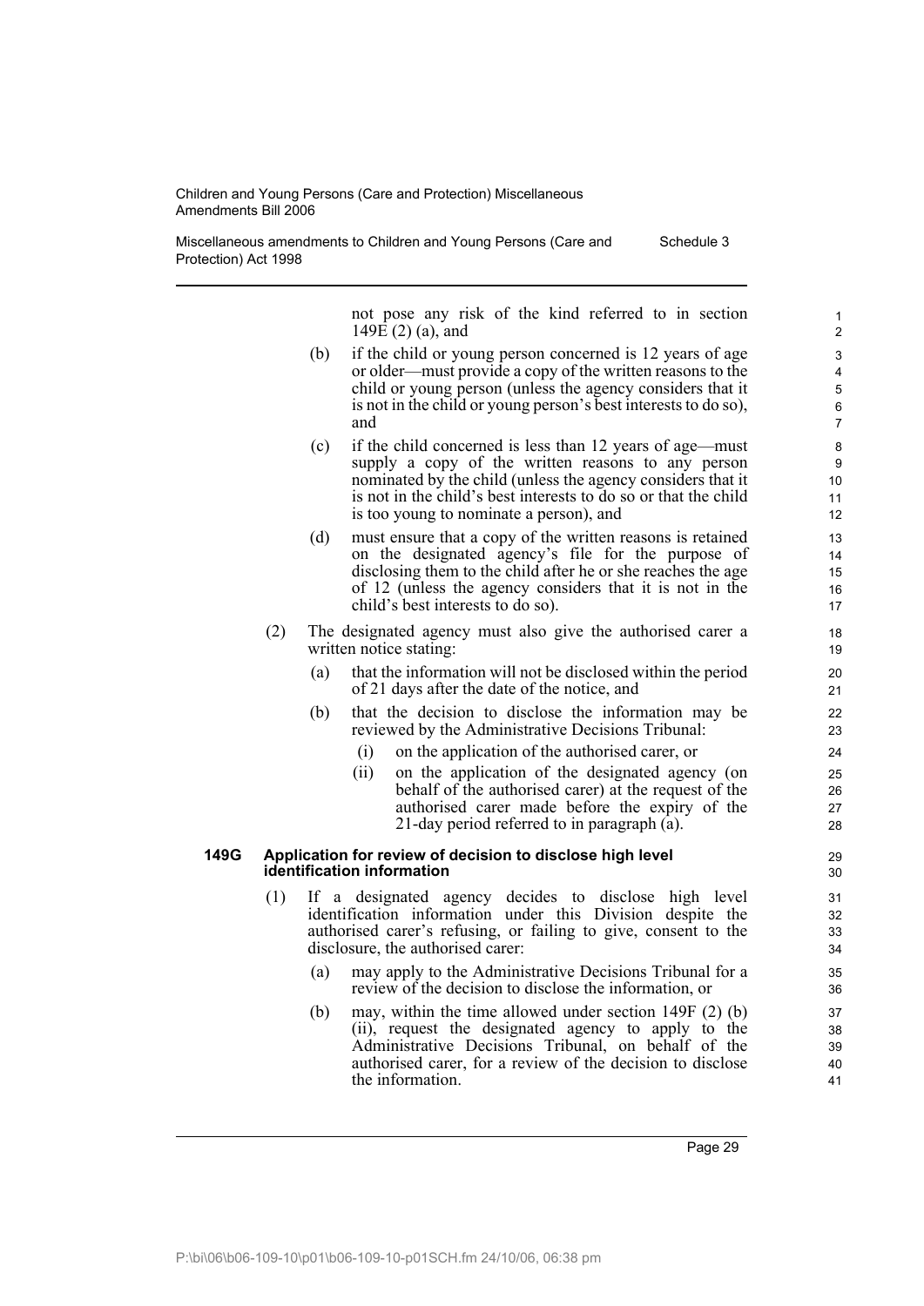not pose any risk of the kind referred to in section 149E (2) (a), and

(b) if the child or young person concerned is 12 years of age or older—must provide a copy of the written reasons to the child or young person (unless the agency considers that it is not in the child or young person's best interests to do so), and

(c) if the child concerned is less than 12 years of age—must supply a copy of the written reasons to any person nominated by the child (unless the agency considers that it is not in the child's best interests to do so or that the child is too young to nominate a person), and

(d) must ensure that a copy of the written reasons is retained on the designated agency's file for the purpose of disclosing them to the child after he or she reaches the age of 12 (unless the agency considers that it is not in the child's best interests to do so).

(2) The designated agency must also give the authorised carer a written notice stating:

(a) that the information will not be disclosed within the period of 21 days after the date of the notice, and

(b) that the decision to disclose the information may be reviewed by the Administrative Decisions Tribunal:

(i) on the application of the authorised carer, or

(ii) on the application of the designated agency (on behalf of the authorised carer) at the request of the authorised carer made before the expiry of the 21-day period referred to in paragraph (a).

**149G Application for review of decision to disclose high level identification information**

(1) If a designated agency decides to disclose high level identification information under this Division despite the authorised carer's refusing, or failing to give, consent to the disclosure, the authorised carer:

(a) may apply to the Administrative Decisions Tribunal for a review of the decision to disclose the information, or

(b) may, within the time allowed under section 149F (2) (b) (ii), request the designated agency to apply to the Administrative Decisions Tribunal, on behalf of the authorised carer, for a review of the decision to disclose the information.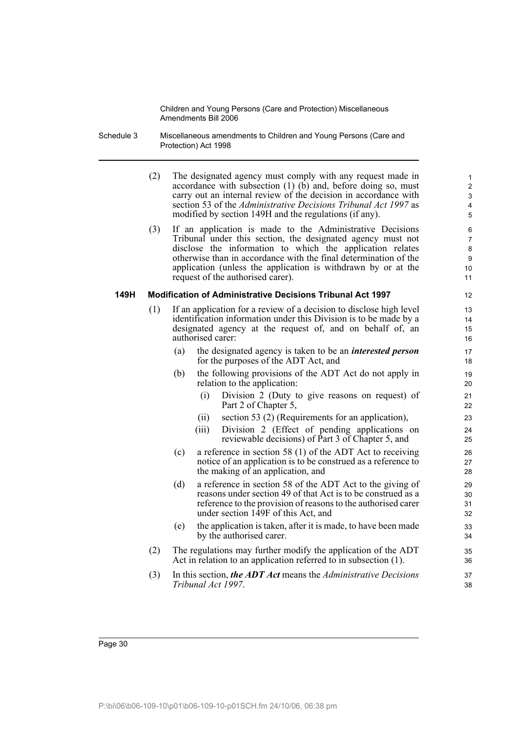(2) The designated agency must comply with any request made in accordance with subsection (1) (b) and, before doing so, must carry out an internal review of the decision in accordance with section 53 of the *Administrative Decisions Tribunal Act 1997* as modified by section 149H and the regulations (if any).

(3) If an application is made to the Administrative Decisions Tribunal under this section, the designated agency must not disclose the information to which the application relates otherwise than in accordance with the final determination of the application (unless the application is withdrawn by or at the request of the authorised carer).

**149H Modification of Administrative Decisions Tribunal Act 1997**

(1) If an application for a review of a decision to disclose high level identification information under this Division is to be made by a designated agency at the request of, and on behalf of, an authorised carer:

- (a) the designated agency is taken to be an ***interested person*** for the purposes of the ADT Act, and
- (b) the following provisions of the ADT Act do not apply in relation to the application:
  - (i) Division 2 (Duty to give reasons on request) of Part 2 of Chapter 5,
  - (ii) section 53 (2) (Requirements for an application),
  - (iii) Division 2 (Effect of pending applications on reviewable decisions) of Part 3 of Chapter 5, and
- (c) a reference in section 58 (1) of the ADT Act to receiving notice of an application is to be construed as a reference to the making of an application, and
- (d) a reference in section 58 of the ADT Act to the giving of reasons under section 49 of that Act is to be construed as a reference to the provision of reasons to the authorised carer under section 149F of this Act, and
- (e) the application is taken, after it is made, to have been made by the authorised carer.

(2) The regulations may further modify the application of the ADT Act in relation to an application referred to in subsection (1).

(3) In this section, ***the ADT Act*** means the *Administrative Decisions Tribunal Act 1997*.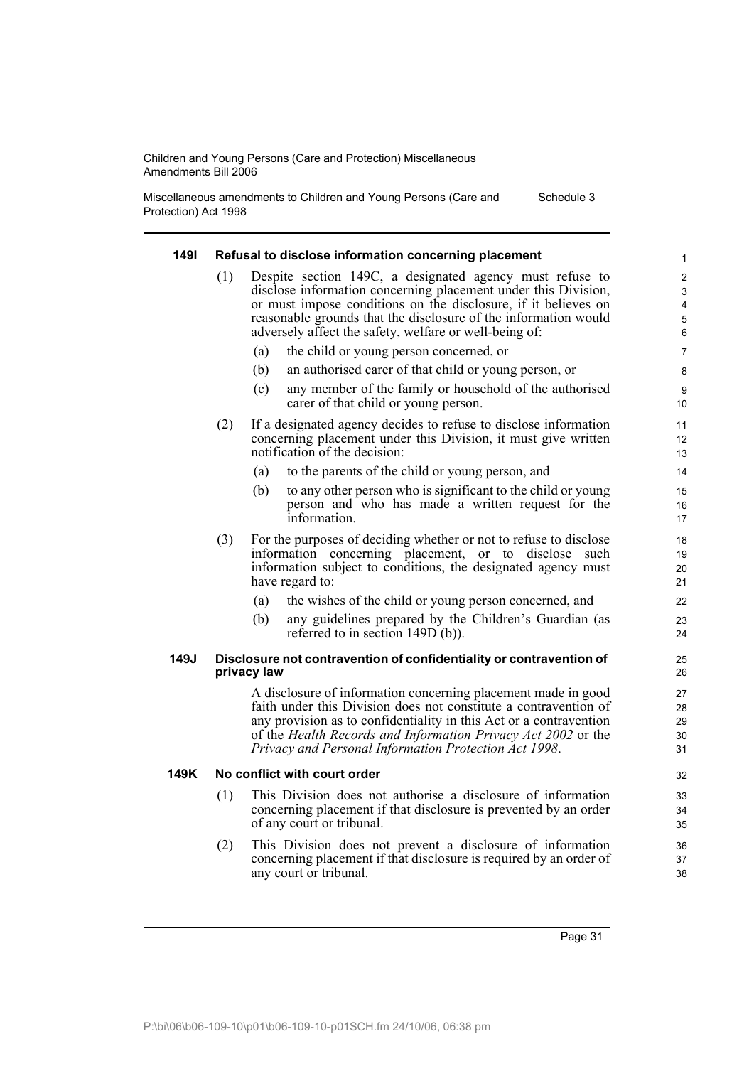**149I Refusal to disclose information concerning placement**

(1) Despite section 149C, a designated agency must refuse to disclose information concerning placement under this Division, or must impose conditions on the disclosure, if it believes on reasonable grounds that the disclosure of the information would adversely affect the safety, welfare or well-being of:

- (a) the child or young person concerned, or
- (b) an authorised carer of that child or young person, or
- (c) any member of the family or household of the authorised carer of that child or young person.

(2) If a designated agency decides to refuse to disclose information concerning placement under this Division, it must give written notification of the decision:

- (a) to the parents of the child or young person, and
- (b) to any other person who is significant to the child or young person and who has made a written request for the information.

(3) For the purposes of deciding whether or not to refuse to disclose information concerning placement, or to disclose such information subject to conditions, the designated agency must have regard to:

- (a) the wishes of the child or young person concerned, and
- (b) any guidelines prepared by the Children's Guardian (as referred to in section 149D (b)).

**149J Disclosure not contravention of confidentiality or contravention of privacy law**

A disclosure of information concerning placement made in good faith under this Division does not constitute a contravention of any provision as to confidentiality in this Act or a contravention of the *Health Records and Information Privacy Act 2002* or the *Privacy and Personal Information Protection Act 1998*.

**149K No conflict with court order**

(1) This Division does not authorise a disclosure of information concerning placement if that disclosure is prevented by an order of any court or tribunal.

(2) This Division does not prevent a disclosure of information concerning placement if that disclosure is required by an order of any court or tribunal.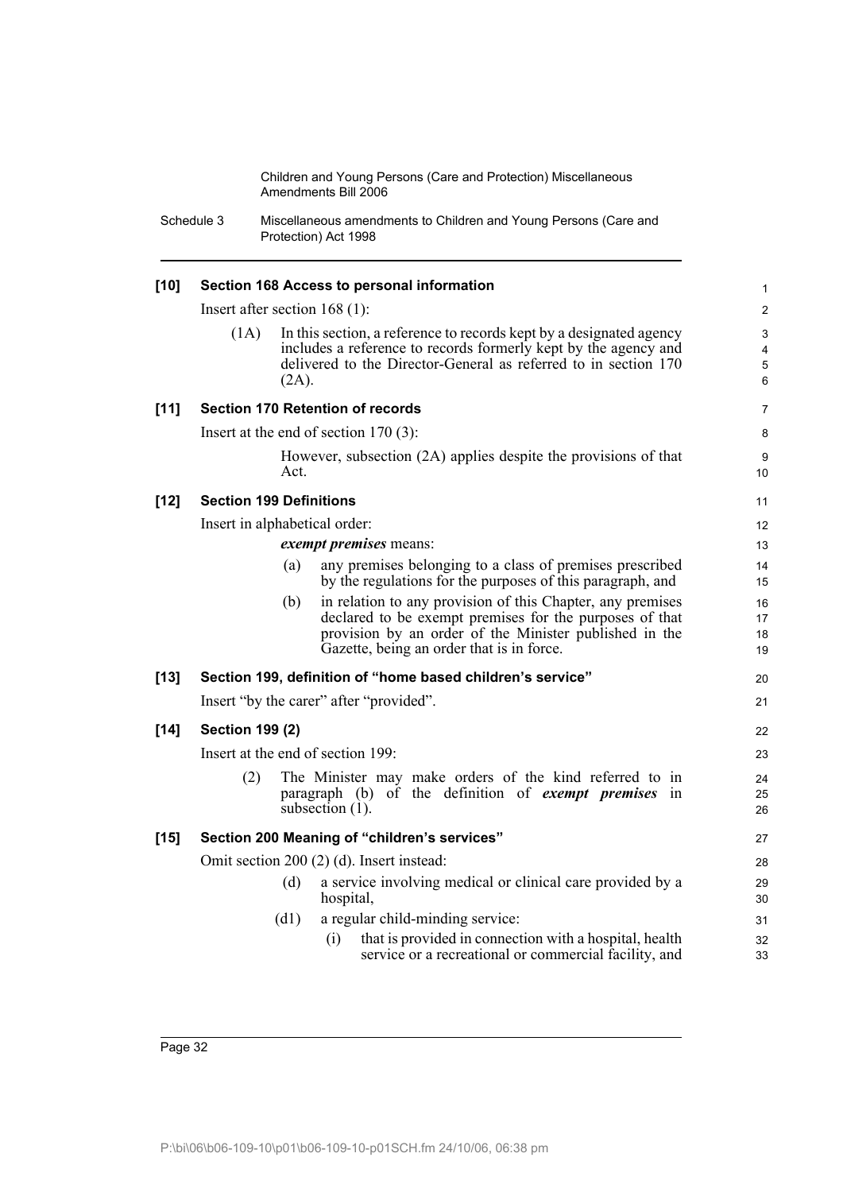### [10] Section 168 Access to personal information

Insert after section 168 (1):

(1A) In this section, a reference to records kept by a designated agency includes a reference to records formerly kept by the agency and delivered to the Director-General as referred to in section 170 (2A).

### [11] Section 170 Retention of records

Insert at the end of section 170 (3):

However, subsection (2A) applies despite the provisions of that Act.

### [12] Section 199 Definitions

Insert in alphabetical order:

***exempt premises*** means:

(a) any premises belonging to a class of premises prescribed by the regulations for the purposes of this paragraph, and

(b) in relation to any provision of this Chapter, any premises declared to be exempt premises for the purposes of that provision by an order of the Minister published in the Gazette, being an order that is in force.

### [13] Section 199, definition of "home based children's service"

Insert "by the carer" after "provided".

### [14] Section 199 (2)

Insert at the end of section 199:

(2) The Minister may make orders of the kind referred to in paragraph (b) of the definition of ***exempt premises*** in subsection (1).

### [15] Section 200 Meaning of "children's services"

Omit section 200 (2) (d). Insert instead:

(d) a service involving medical or clinical care provided by a hospital,

(d1) a regular child-minding service:

(i) that is provided in connection with a hospital, health service or a recreational or commercial facility, and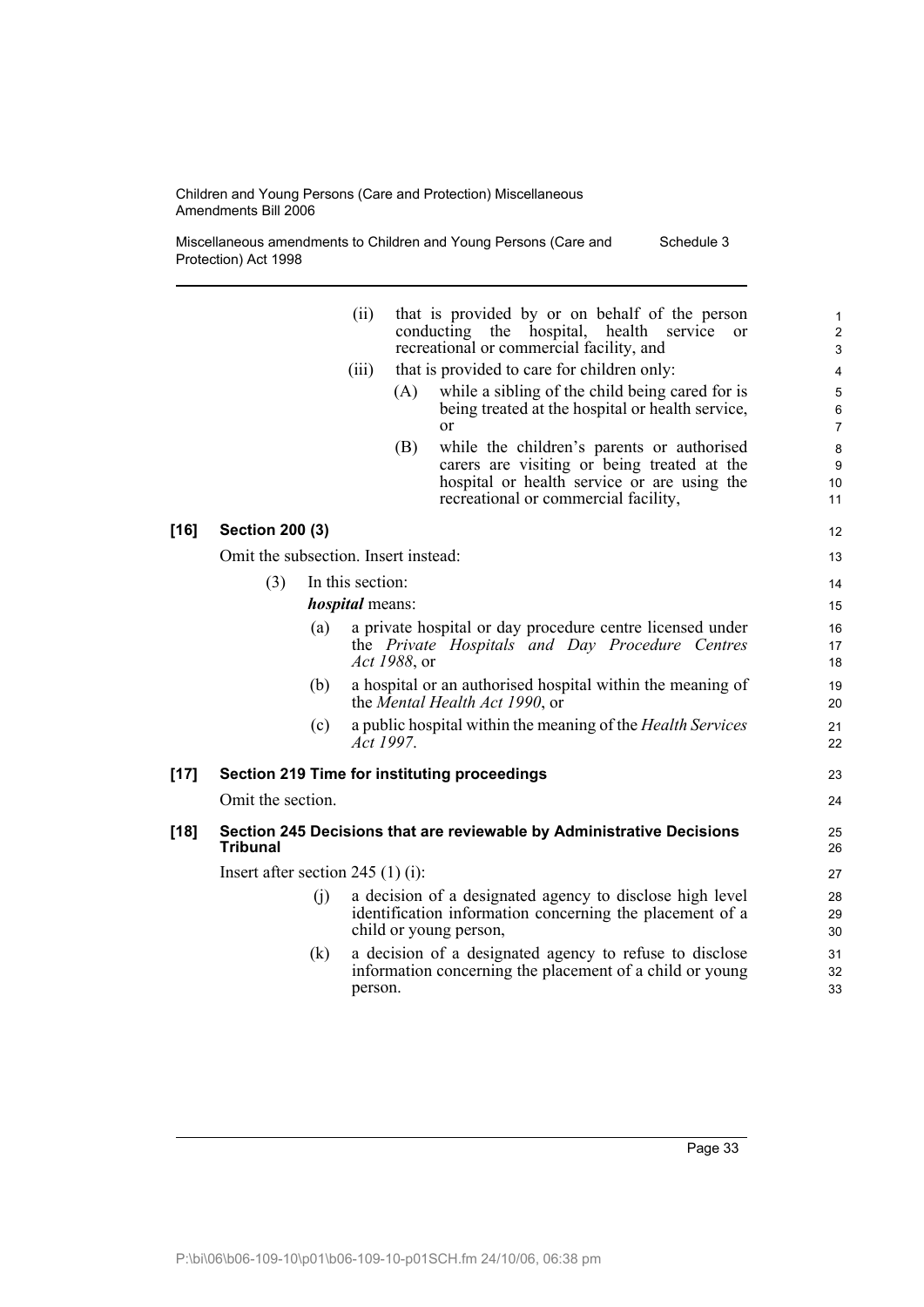(ii) that is provided by or on behalf of the person conducting the hospital, health service or recreational or commercial facility, and

(iii) that is provided to care for children only:

(A) while a sibling of the child being cared for is being treated at the hospital or health service, or

(B) while the children's parents or authorised carers are visiting or being treated at the hospital or health service or are using the recreational or commercial facility,

**[16] Section 200 (3)**

Omit the subsection. Insert instead:

(3) In this section:

***hospital*** means:

(a) a private hospital or day procedure centre licensed under the *Private Hospitals and Day Procedure Centres Act 1988*, or

(b) a hospital or an authorised hospital within the meaning of the *Mental Health Act 1990*, or

(c) a public hospital within the meaning of the *Health Services Act 1997*.

**[17] Section 219 Time for instituting proceedings**

Omit the section.

**[18] Section 245 Decisions that are reviewable by Administrative Decisions Tribunal**

Insert after section 245 (1) (i):

(j) a decision of a designated agency to disclose high level identification information concerning the placement of a child or young person,

(k) a decision of a designated agency to refuse to disclose information concerning the placement of a child or young person.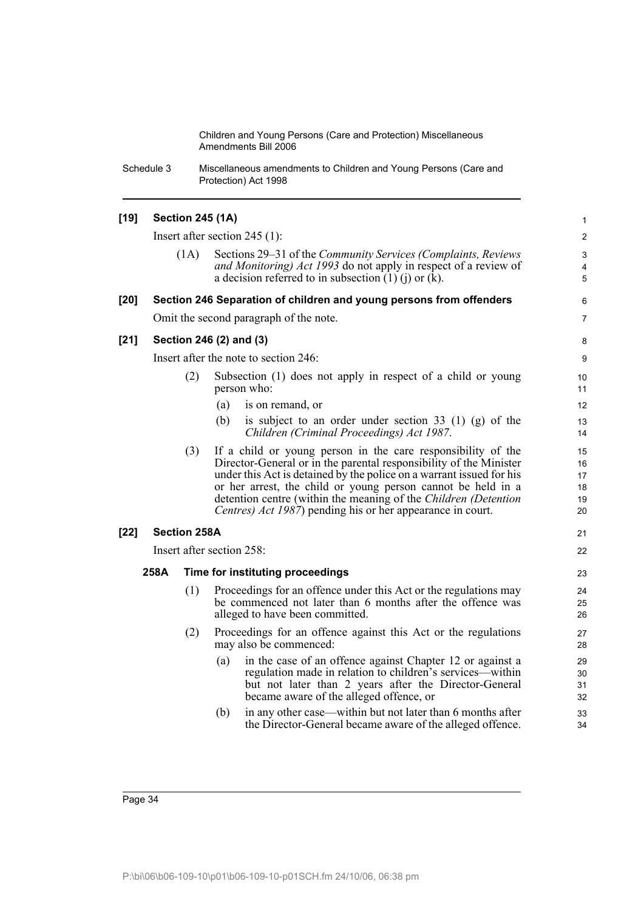**[19] Section 245 (1A)**

Insert after section 245 (1):

(1A) Sections 29–31 of the *Community Services (Complaints, Reviews and Monitoring) Act 1993* do not apply in respect of a review of a decision referred to in subsection (1) (j) or (k).

**[20] Section 246 Separation of children and young persons from offenders**

Omit the second paragraph of the note.

**[21] Section 246 (2) and (3)**

Insert after the note to section 246:

(2) Subsection (1) does not apply in respect of a child or young person who:

(a) is on remand, or

(b) is subject to an order under section 33 (1) (g) of the *Children (Criminal Proceedings) Act 1987*.

(3) If a child or young person in the care responsibility of the Director-General or in the parental responsibility of the Minister under this Act is detained by the police on a warrant issued for his or her arrest, the child or young person cannot be held in a detention centre (within the meaning of the *Children (Detention Centres) Act 1987*) pending his or her appearance in court.

**[22] Section 258A**

Insert after section 258:

**258A Time for instituting proceedings**

(1) Proceedings for an offence under this Act or the regulations may be commenced not later than 6 months after the offence was alleged to have been committed.

(2) Proceedings for an offence against this Act or the regulations may also be commenced:

(a) in the case of an offence against Chapter 12 or against a regulation made in relation to children's services—within but not later than 2 years after the Director-General became aware of the alleged offence, or

(b) in any other case—within but not later than 6 months after the Director-General became aware of the alleged offence.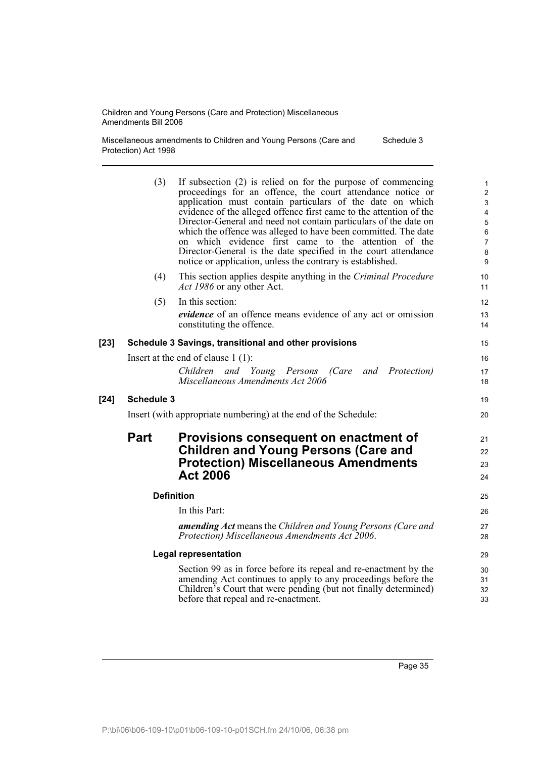(3) If subsection (2) is relied on for the purpose of commencing proceedings for an offence, the court attendance notice or application must contain particulars of the date on which evidence of the alleged offence first came to the attention of the Director-General and need not contain particulars of the date on which the offence was alleged to have been committed. The date on which evidence first came to the attention of the Director-General is the date specified in the court attendance notice or application, unless the contrary is established.

(4) This section applies despite anything in the *Criminal Procedure Act 1986* or any other Act.

(5) In this section:

***evidence*** of an offence means evidence of any act or omission constituting the offence.

**[23] Schedule 3 Savings, transitional and other provisions**

Insert at the end of clause 1 (1):

*Children and Young Persons (Care and Protection) Miscellaneous Amendments Act 2006*

**[24] Schedule 3**

Insert (with appropriate numbering) at the end of the Schedule:

## Part Provisions consequent on enactment of Children and Young Persons (Care and Protection) Miscellaneous Amendments Act 2006

### Definition

In this Part:

***amending Act*** means the *Children and Young Persons (Care and Protection) Miscellaneous Amendments Act 2006*.

### Legal representation

Section 99 as in force before its repeal and re-enactment by the amending Act continues to apply to any proceedings before the Children's Court that were pending (but not finally determined) before that repeal and re-enactment.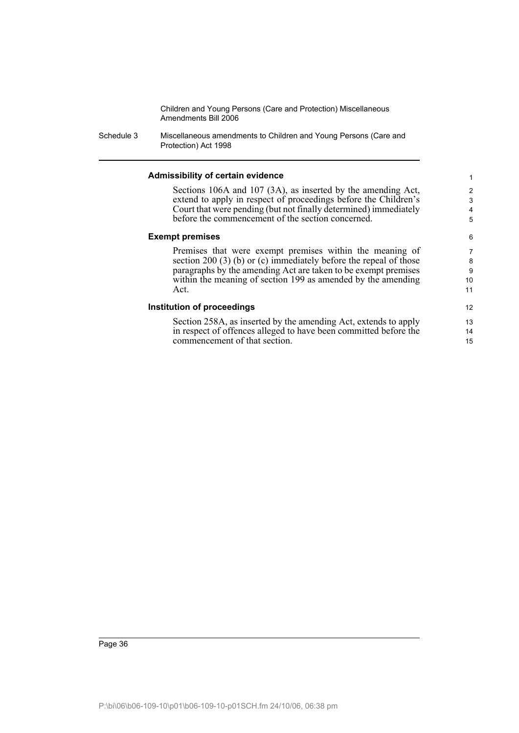#### Admissibility of certain evidence

Sections 106A and 107 (3A), as inserted by the amending Act, extend to apply in respect of proceedings before the Children's Court that were pending (but not finally determined) immediately before the commencement of the section concerned.

#### Exempt premises

Premises that were exempt premises within the meaning of section 200 (3) (b) or (c) immediately before the repeal of those paragraphs by the amending Act are taken to be exempt premises within the meaning of section 199 as amended by the amending Act.

#### Institution of proceedings

Section 258A, as inserted by the amending Act, extends to apply in respect of offences alleged to have been committed before the commencement of that section.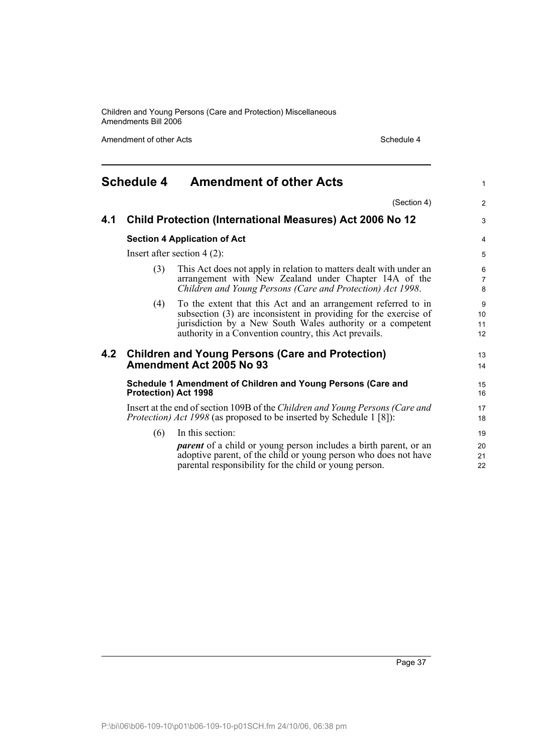# Schedule 4 Amendment of other Acts

(Section 4)

## 4.1 Child Protection (International Measures) Act 2006 No 12

### Section 4 Application of Act

Insert after section 4 (2):

(3) This Act does not apply in relation to matters dealt with under an arrangement with New Zealand under Chapter 14A of the *Children and Young Persons (Care and Protection) Act 1998*.

(4) To the extent that this Act and an arrangement referred to in subsection (3) are inconsistent in providing for the exercise of jurisdiction by a New South Wales authority or a competent authority in a Convention country, this Act prevails.

## 4.2 Children and Young Persons (Care and Protection) Amendment Act 2005 No 93

### Schedule 1 Amendment of Children and Young Persons (Care and Protection) Act 1998

Insert at the end of section 109B of the *Children and Young Persons (Care and Protection) Act 1998* (as proposed to be inserted by Schedule 1 [8]):

(6) In this section:

***parent*** of a child or young person includes a birth parent, or an adoptive parent, of the child or young person who does not have parental responsibility for the child or young person.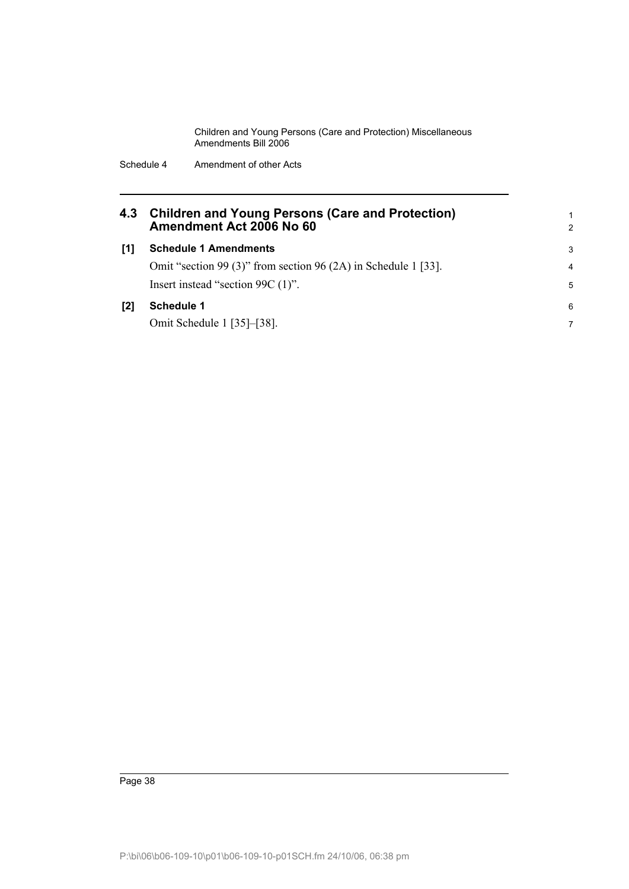## 4.3 Children and Young Persons (Care and Protection) Amendment Act 2006 No 60

**[1] Schedule 1 Amendments**

Omit "section 99 (3)" from section 96 (2A) in Schedule 1 [33].

Insert instead "section 99C (1)".

**[2] Schedule 1**

Omit Schedule 1 [35]–[38].